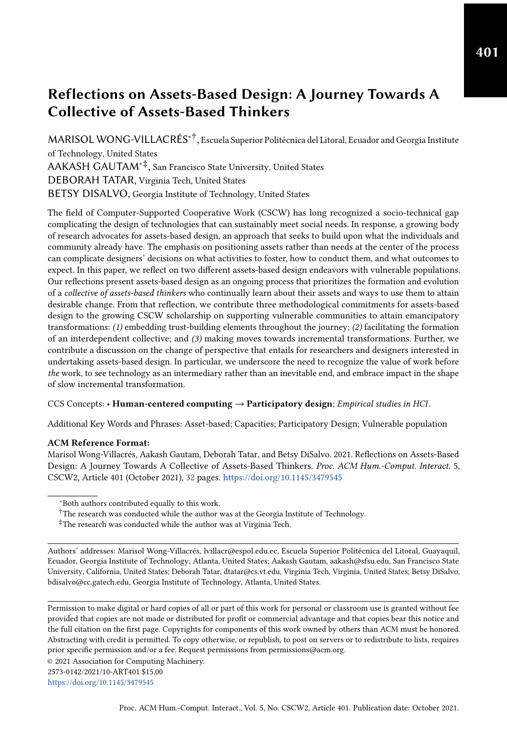# Reflections on Assets-Based Design: A Journey Towards A Collective of Assets-Based Thinkers

MARISOL WONG-VILLACRÉS[*][†], Escuela Superior Politécnica del Litoral, Ecuador and Georgia Institute of Technology, United States

AAKASH GAUTAM[*][‡], San Francisco State University, United States

DEBORAH TATAR, Virginia Tech, United States

BETSY DISALVO, Georgia Institute of Technology, United States

The field of Computer-Supported Cooperative Work (CSCW) has long recognized a socio-technical gap complicating the design of technologies that can sustainably meet social needs. In response, a growing body of research advocates for assets-based design, an approach that seeks to build upon what the individuals and community already have. The emphasis on positioning assets rather than needs at the center of the process can complicate designers' decisions on what activities to foster, how to conduct them, and what outcomes to expect. In this paper, we reflect on two different assets-based design endeavors with vulnerable populations. Our reflections present assets-based design as an ongoing process that prioritizes the formation and evolution of a *collective of assets-based thinkers* who continually learn about their assets and ways to use them to attain desirable change. From that reflection, we contribute three methodological commitments for assets-based design to the growing CSCW scholarship on supporting vulnerable communities to attain emancipatory transformations: *(1)* embedding trust-building elements throughout the journey; *(2)* facilitating the formation of an interdependent collective; and *(3)* making moves towards incremental transformations. Further, we contribute a discussion on the change of perspective that entails for researchers and designers interested in undertaking assets-based design. In particular, we underscore the need to recognize the value of work before *the* work, to see technology as an intermediary rather than an inevitable end, and embrace impact in the shape of slow incremental transformation.

CCS Concepts: • **Human-centered computing → Participatory design**; *Empirical studies in HCI*.

Additional Key Words and Phrases: Asset-based; Capacities; Participatory Design; Vulnerable population

**ACM Reference Format:**

Marisol Wong-Villacrés, Aakash Gautam, Deborah Tatar, and Betsy DiSalvo. 2021. Reflections on Assets-Based Design: A Journey Towards A Collective of Assets-Based Thinkers. *Proc. ACM Hum.-Comput. Interact.* 5, CSCW2, Article 401 (October 2021), 32 pages. https://doi.org/10.1145/3479545

[*]Both authors contributed equally to this work.

[†]The research was conducted while the author was at the Georgia Institute of Technology.

[‡]The research was conducted while the author was at Virginia Tech.

Authors' addresses: Marisol Wong-Villacrés, lvillacr@espol.edu.ec, Escuela Superior Politécnica del Litoral, Guayaquil, Ecuador, Georgia Institute of Technology, Atlanta, United States; Aakash Gautam, aakash@sfsu.edu, San Francisco State University, California, United States; Deborah Tatar, dtatar@cs.vt.edu, Virginia Tech, Virginia, United States; Betsy DiSalvo, bdisalvo@cc.gatech.edu, Georgia Institute of Technology, Atlanta, United States.

Permission to make digital or hard copies of all or part of this work for personal or classroom use is granted without fee provided that copies are not made or distributed for profit or commercial advantage and that copies bear this notice and the full citation on the first page. Copyrights for components of this work owned by others than ACM must be honored. Abstracting with credit is permitted. To copy otherwise, or republish, to post on servers or to redistribute to lists, requires prior specific permission and/or a fee. Request permissions from permissions@acm.org.

© 2021 Association for Computing Machinery.
2573-0142/2021/10-ART401 $15.00
https://doi.org/10.1145/3479545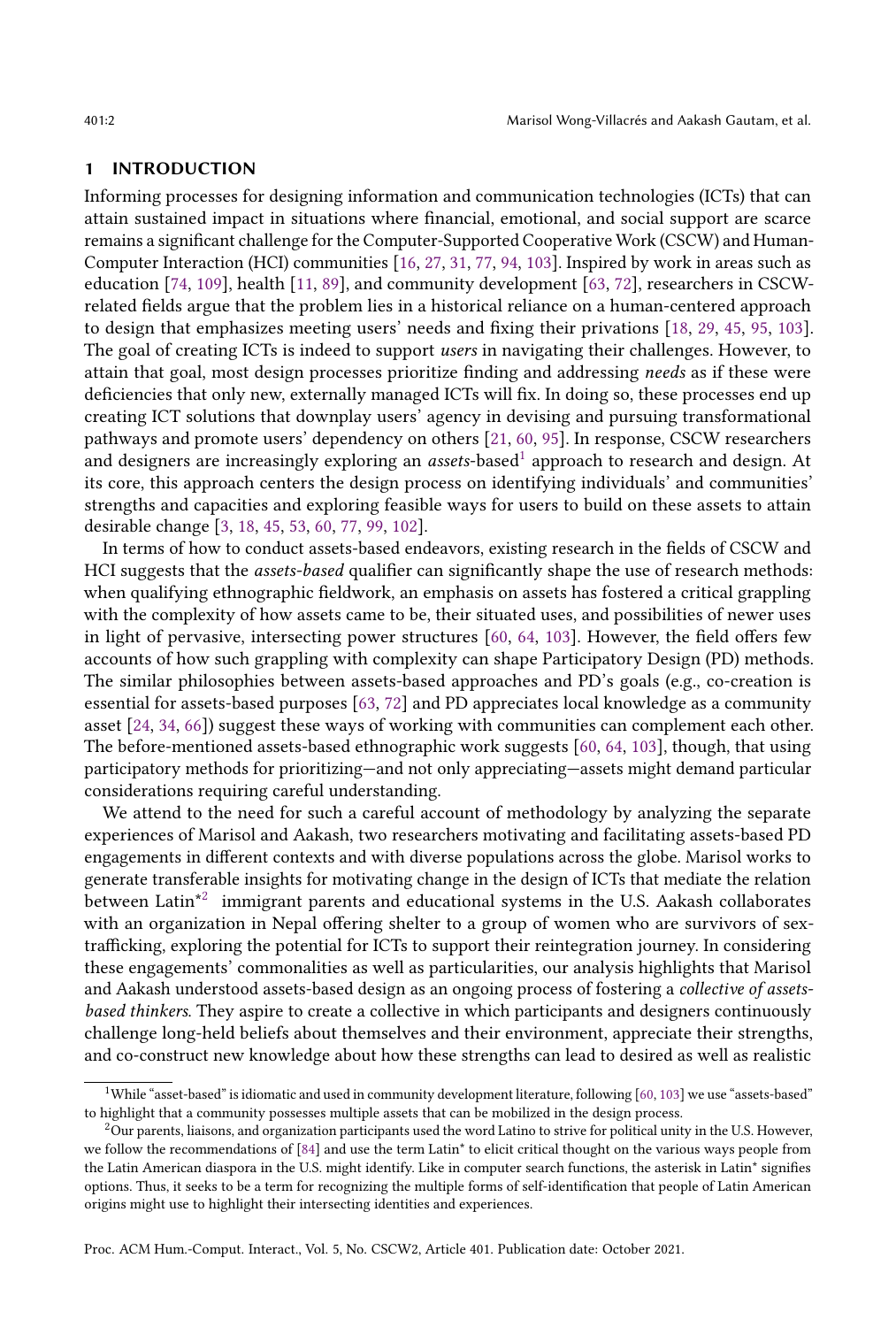## 1 INTRODUCTION

Informing processes for designing information and communication technologies (ICTs) that can attain sustained impact in situations where financial, emotional, and social support are scarce remains a significant challenge for the Computer-Supported Cooperative Work (CSCW) and Human-Computer Interaction (HCI) communities [16, 27, 31, 77, 94, 103]. Inspired by work in areas such as education [74, 109], health [11, 89], and community development [63, 72], researchers in CSCW-related fields argue that the problem lies in a historical reliance on a human-centered approach to design that emphasizes meeting users' needs and fixing their privations [18, 29, 45, 95, 103]. The goal of creating ICTs is indeed to support *users* in navigating their challenges. However, to attain that goal, most design processes prioritize finding and addressing *needs* as if these were deficiencies that only new, externally managed ICTs will fix. In doing so, these processes end up creating ICT solutions that downplay users' agency in devising and pursuing transformational pathways and promote users' dependency on others [21, 60, 95]. In response, CSCW researchers and designers are increasingly exploring an *assets*-based[1] approach to research and design. At its core, this approach centers the design process on identifying individuals' and communities' strengths and capacities and exploring feasible ways for users to build on these assets to attain desirable change [3, 18, 45, 53, 60, 77, 99, 102].

In terms of how to conduct assets-based endeavors, existing research in the fields of CSCW and HCI suggests that the *assets-based* qualifier can significantly shape the use of research methods: when qualifying ethnographic fieldwork, an emphasis on assets has fostered a critical grappling with the complexity of how assets came to be, their situated uses, and possibilities of newer uses in light of pervasive, intersecting power structures [60, 64, 103]. However, the field offers few accounts of how such grappling with complexity can shape Participatory Design (PD) methods. The similar philosophies between assets-based approaches and PD's goals (e.g., co-creation is essential for assets-based purposes [63, 72] and PD appreciates local knowledge as a community asset [24, 34, 66]) suggest these ways of working with communities can complement each other. The before-mentioned assets-based ethnographic work suggests [60, 64, 103], though, that using participatory methods for prioritizing—and not only appreciating—assets might demand particular considerations requiring careful understanding.

We attend to the need for such a careful account of methodology by analyzing the separate experiences of Marisol and Aakash, two researchers motivating and facilitating assets-based PD engagements in different contexts and with diverse populations across the globe. Marisol works to generate transferable insights for motivating change in the design of ICTs that mediate the relation between Latin*[2] immigrant parents and educational systems in the U.S. Aakash collaborates with an organization in Nepal offering shelter to a group of women who are survivors of sex-trafficking, exploring the potential for ICTs to support their reintegration journey. In considering these engagements' commonalities as well as particularities, our analysis highlights that Marisol and Aakash understood assets-based design as an ongoing process of fostering a *collective of assets-based thinkers*. They aspire to create a collective in which participants and designers continuously challenge long-held beliefs about themselves and their environment, appreciate their strengths, and co-construct new knowledge about how these strengths can lead to desired as well as realistic

[1] While "asset-based" is idiomatic and used in community development literature, following [60, 103] we use "assets-based" to highlight that a community possesses multiple assets that can be mobilized in the design process.

[2] Our parents, liaisons, and organization participants used the word Latino to strive for political unity in the U.S. However, we follow the recommendations of [84] and use the term Latin* to elicit critical thought on the various ways people from the Latin American diaspora in the U.S. might identify. Like in computer search functions, the asterisk in Latin* signifies options. Thus, it seeks to be a term for recognizing the multiple forms of self-identification that people of Latin American origins might use to highlight their intersecting identities and experiences.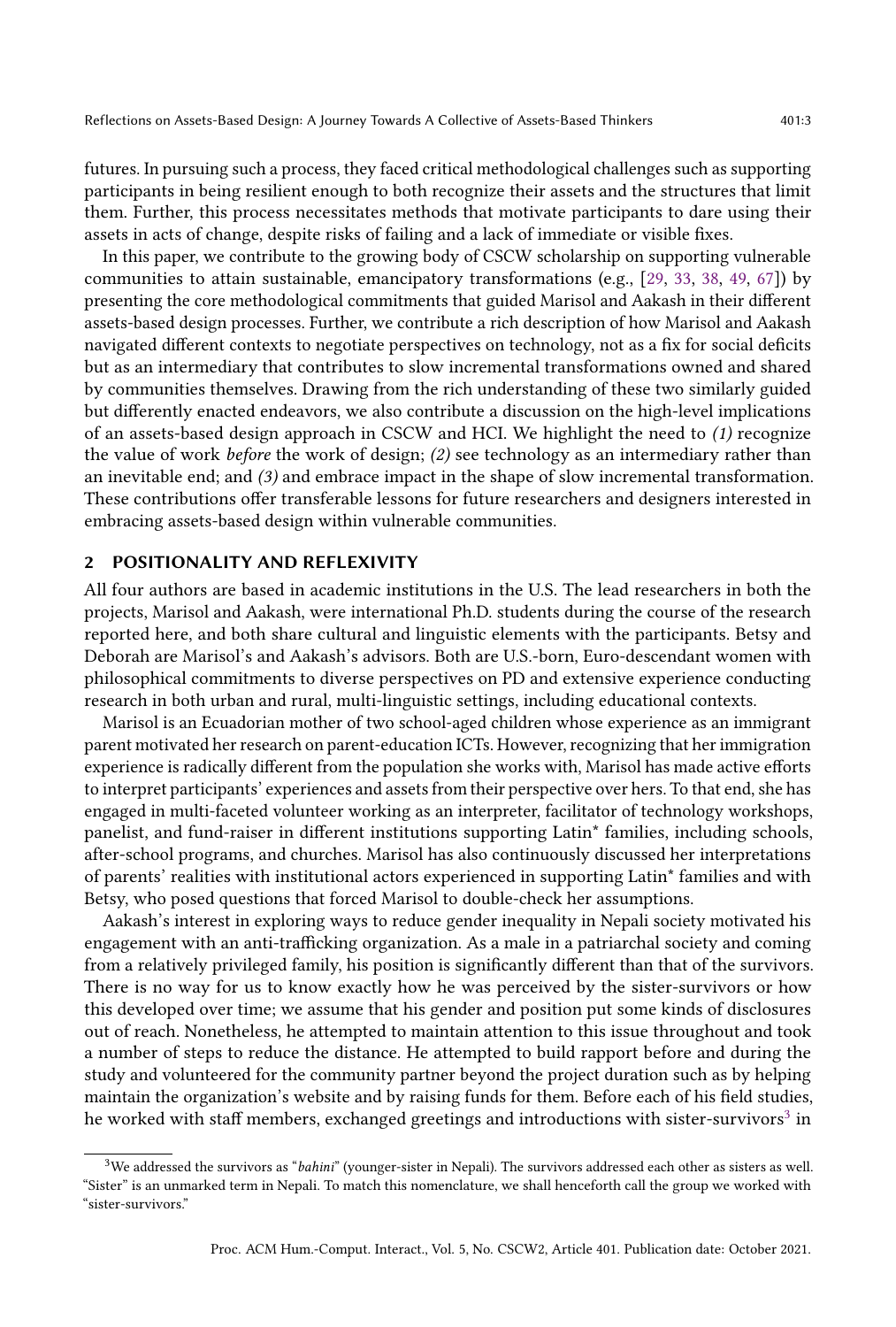futures. In pursuing such a process, they faced critical methodological challenges such as supporting participants in being resilient enough to both recognize their assets and the structures that limit them. Further, this process necessitates methods that motivate participants to dare using their assets in acts of change, despite risks of failing and a lack of immediate or visible fixes.

In this paper, we contribute to the growing body of CSCW scholarship on supporting vulnerable communities to attain sustainable, emancipatory transformations (e.g., [29, 33, 38, 49, 67]) by presenting the core methodological commitments that guided Marisol and Aakash in their different assets-based design processes. Further, we contribute a rich description of how Marisol and Aakash navigated different contexts to negotiate perspectives on technology, not as a fix for social deficits but as an intermediary that contributes to slow incremental transformations owned and shared by communities themselves. Drawing from the rich understanding of these two similarly guided but differently enacted endeavors, we also contribute a discussion on the high-level implications of an assets-based design approach in CSCW and HCI. We highlight the need to *(1)* recognize the value of work *before* the work of design; *(2)* see technology as an intermediary rather than an inevitable end; and *(3)* and embrace impact in the shape of slow incremental transformation. These contributions offer transferable lessons for future researchers and designers interested in embracing assets-based design within vulnerable communities.

## 2 POSITIONALITY AND REFLEXIVITY

All four authors are based in academic institutions in the U.S. The lead researchers in both the projects, Marisol and Aakash, were international Ph.D. students during the course of the research reported here, and both share cultural and linguistic elements with the participants. Betsy and Deborah are Marisol's and Aakash's advisors. Both are U.S.-born, Euro-descendant women with philosophical commitments to diverse perspectives on PD and extensive experience conducting research in both urban and rural, multi-linguistic settings, including educational contexts.

Marisol is an Ecuadorian mother of two school-aged children whose experience as an immigrant parent motivated her research on parent-education ICTs. However, recognizing that her immigration experience is radically different from the population she works with, Marisol has made active efforts to interpret participants' experiences and assets from their perspective over hers. To that end, she has engaged in multi-faceted volunteer working as an interpreter, facilitator of technology workshops, panelist, and fund-raiser in different institutions supporting Latin* families, including schools, after-school programs, and churches. Marisol has also continuously discussed her interpretations of parents' realities with institutional actors experienced in supporting Latin* families and with Betsy, who posed questions that forced Marisol to double-check her assumptions.

Aakash's interest in exploring ways to reduce gender inequality in Nepali society motivated his engagement with an anti-trafficking organization. As a male in a patriarchal society and coming from a relatively privileged family, his position is significantly different than that of the survivors. There is no way for us to know exactly how he was perceived by the sister-survivors or how this developed over time; we assume that his gender and position put some kinds of disclosures out of reach. Nonetheless, he attempted to maintain attention to this issue throughout and took a number of steps to reduce the distance. He attempted to build rapport before and during the study and volunteered for the community partner beyond the project duration such as by helping maintain the organization's website and by raising funds for them. Before each of his field studies, he worked with staff members, exchanged greetings and introductions with sister-survivors[3] in

[3] We addressed the survivors as "*bahini*" (younger-sister in Nepali). The survivors addressed each other as sisters as well. "Sister" is an unmarked term in Nepali. To match this nomenclature, we shall henceforth call the group we worked with "sister-survivors."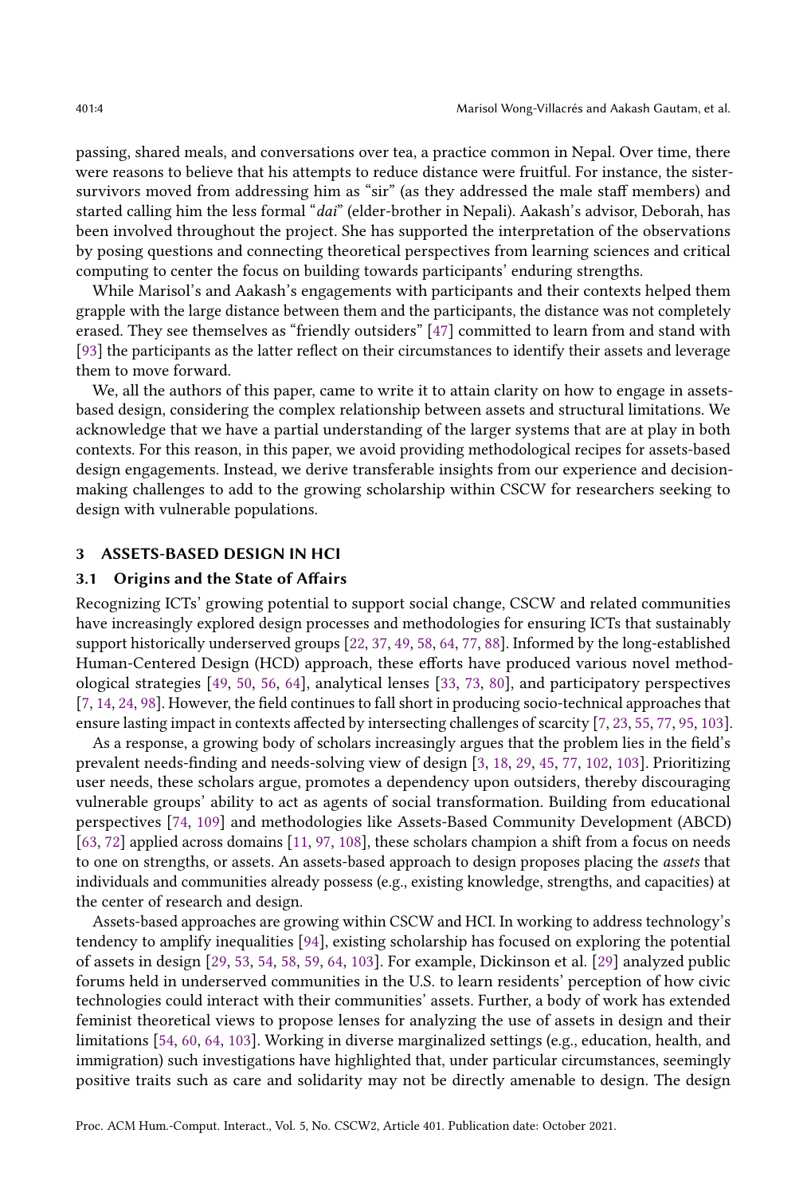passing, shared meals, and conversations over tea, a practice common in Nepal. Over time, there were reasons to believe that his attempts to reduce distance were fruitful. For instance, the sister-survivors moved from addressing him as "sir" (as they addressed the male staff members) and started calling him the less formal "*dai*" (elder-brother in Nepali). Aakash's advisor, Deborah, has been involved throughout the project. She has supported the interpretation of the observations by posing questions and connecting theoretical perspectives from learning sciences and critical computing to center the focus on building towards participants' enduring strengths.

While Marisol's and Aakash's engagements with participants and their contexts helped them grapple with the large distance between them and the participants, the distance was not completely erased. They see themselves as "friendly outsiders" [47] committed to learn from and stand with [93] the participants as the latter reflect on their circumstances to identify their assets and leverage them to move forward.

We, all the authors of this paper, came to write it to attain clarity on how to engage in assets-based design, considering the complex relationship between assets and structural limitations. We acknowledge that we have a partial understanding of the larger systems that are at play in both contexts. For this reason, in this paper, we avoid providing methodological recipes for assets-based design engagements. Instead, we derive transferable insights from our experience and decision-making challenges to add to the growing scholarship within CSCW for researchers seeking to design with vulnerable populations.

## 3 ASSETS-BASED DESIGN IN HCI

### 3.1 Origins and the State of Affairs

Recognizing ICTs' growing potential to support social change, CSCW and related communities have increasingly explored design processes and methodologies for ensuring ICTs that sustainably support historically underserved groups [22, 37, 49, 58, 64, 77, 88]. Informed by the long-established Human-Centered Design (HCD) approach, these efforts have produced various novel methodological strategies [49, 50, 56, 64], analytical lenses [33, 73, 80], and participatory perspectives [7, 14, 24, 98]. However, the field continues to fall short in producing socio-technical approaches that ensure lasting impact in contexts affected by intersecting challenges of scarcity [7, 23, 55, 77, 95, 103].

As a response, a growing body of scholars increasingly argues that the problem lies in the field's prevalent needs-finding and needs-solving view of design [3, 18, 29, 45, 77, 102, 103]. Prioritizing user needs, these scholars argue, promotes a dependency upon outsiders, thereby discouraging vulnerable groups' ability to act as agents of social transformation. Building from educational perspectives [74, 109] and methodologies like Assets-Based Community Development (ABCD) [63, 72] applied across domains [11, 97, 108], these scholars champion a shift from a focus on needs to one on strengths, or assets. An assets-based approach to design proposes placing the *assets* that individuals and communities already possess (e.g., existing knowledge, strengths, and capacities) at the center of research and design.

Assets-based approaches are growing within CSCW and HCI. In working to address technology's tendency to amplify inequalities [94], existing scholarship has focused on exploring the potential of assets in design [29, 53, 54, 58, 59, 64, 103]. For example, Dickinson et al. [29] analyzed public forums held in underserved communities in the U.S. to learn residents' perception of how civic technologies could interact with their communities' assets. Further, a body of work has extended feminist theoretical views to propose lenses for analyzing the use of assets in design and their limitations [54, 60, 64, 103]. Working in diverse marginalized settings (e.g., education, health, and immigration) such investigations have highlighted that, under particular circumstances, seemingly positive traits such as care and solidarity may not be directly amenable to design. The design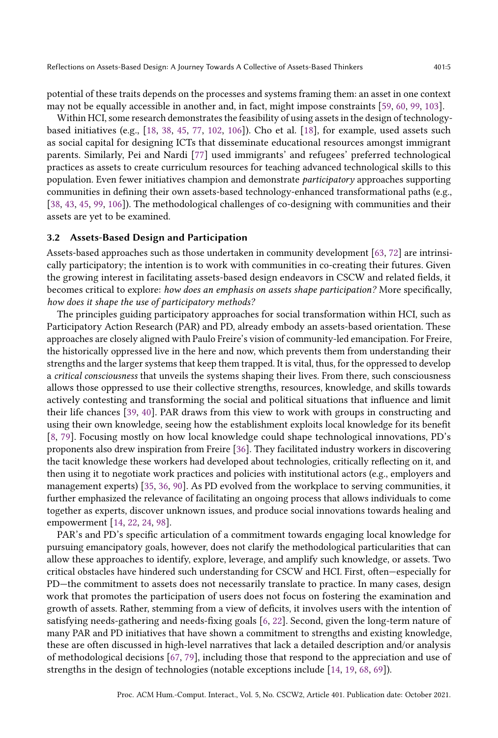potential of these traits depends on the processes and systems framing them: an asset in one context may not be equally accessible in another and, in fact, might impose constraints [59, 60, 99, 103].

Within HCI, some research demonstrates the feasibility of using assets in the design of technology-based initiatives (e.g., [18, 38, 45, 77, 102, 106]). Cho et al. [18], for example, used assets such as social capital for designing ICTs that disseminate educational resources amongst immigrant parents. Similarly, Pei and Nardi [77] used immigrants' and refugees' preferred technological practices as assets to create curriculum resources for teaching advanced technological skills to this population. Even fewer initiatives champion and demonstrate *participatory* approaches supporting communities in defining their own assets-based technology-enhanced transformational paths (e.g., [38, 43, 45, 99, 106]). The methodological challenges of co-designing with communities and their assets are yet to be examined.

### 3.2 Assets-Based Design and Participation

Assets-based approaches such as those undertaken in community development [63, 72] are intrinsically participatory; the intention is to work with communities in co-creating their futures. Given the growing interest in facilitating assets-based design endeavors in CSCW and related fields, it becomes critical to explore: *how does an emphasis on assets shape participation?* More specifically, *how does it shape the use of participatory methods?*

The principles guiding participatory approaches for social transformation within HCI, such as Participatory Action Research (PAR) and PD, already embody an assets-based orientation. These approaches are closely aligned with Paulo Freire's vision of community-led emancipation. For Freire, the historically oppressed live in the here and now, which prevents them from understanding their strengths and the larger systems that keep them trapped. It is vital, thus, for the oppressed to develop a *critical consciousness* that unveils the systems shaping their lives. From there, such consciousness allows those oppressed to use their collective strengths, resources, knowledge, and skills towards actively contesting and transforming the social and political situations that influence and limit their life chances [39, 40]. PAR draws from this view to work with groups in constructing and using their own knowledge, seeing how the establishment exploits local knowledge for its benefit [8, 79]. Focusing mostly on how local knowledge could shape technological innovations, PD's proponents also drew inspiration from Freire [36]. They facilitated industry workers in discovering the tacit knowledge these workers had developed about technologies, critically reflecting on it, and then using it to negotiate work practices and policies with institutional actors (e.g., employers and management experts) [35, 36, 90]. As PD evolved from the workplace to serving communities, it further emphasized the relevance of facilitating an ongoing process that allows individuals to come together as experts, discover unknown issues, and produce social innovations towards healing and empowerment [14, 22, 24, 98].

PAR's and PD's specific articulation of a commitment towards engaging local knowledge for pursuing emancipatory goals, however, does not clarify the methodological particularities that can allow these approaches to identify, explore, leverage, and amplify such knowledge, or assets. Two critical obstacles have hindered such understanding for CSCW and HCI. First, often—especially for PD—the commitment to assets does not necessarily translate to practice. In many cases, design work that promotes the participation of users does not focus on fostering the examination and growth of assets. Rather, stemming from a view of deficits, it involves users with the intention of satisfying needs-gathering and needs-fixing goals [6, 22]. Second, given the long-term nature of many PAR and PD initiatives that have shown a commitment to strengths and existing knowledge, these are often discussed in high-level narratives that lack a detailed description and/or analysis of methodological decisions [67, 79], including those that respond to the appreciation and use of strengths in the design of technologies (notable exceptions include [14, 19, 68, 69]).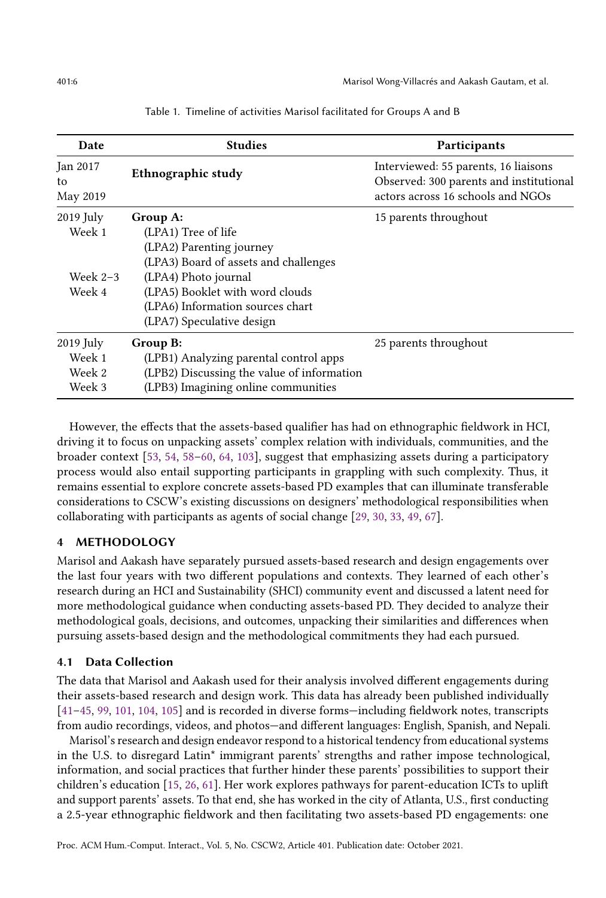Table 1. Timeline of activities Marisol facilitated for Groups A and B

| Date | Studies | Participants |
|---|---|---|
| Jan 2017 to May 2019 | **Ethnographic study** | Interviewed: 55 parents, 16 liaisons<br>Observed: 300 parents and institutional actors across 16 schools and NGOs |
| 2019 July<br>Week 1<br><br><br>Week 2–3<br>Week 4 | **Group A:**<br>(LPA1) Tree of life<br>(LPA2) Parenting journey<br>(LPA3) Board of assets and challenges<br>(LPA4) Photo journal<br>(LPA5) Booklet with word clouds<br>(LPA6) Information sources chart<br>(LPA7) Speculative design | 15 parents throughout |
| 2019 July<br>Week 1<br>Week 2<br>Week 3 | **Group B:**<br>(LPB1) Analyzing parental control apps<br>(LPB2) Discussing the value of information<br>(LPB3) Imagining online communities | 25 parents throughout |

However, the effects that the assets-based qualifier has had on ethnographic fieldwork in HCI, driving it to focus on unpacking assets' complex relation with individuals, communities, and the broader context [53, 54, 58–60, 64, 103], suggest that emphasizing assets during a participatory process would also entail supporting participants in grappling with such complexity. Thus, it remains essential to explore concrete assets-based PD examples that can illuminate transferable considerations to CSCW's existing discussions on designers' methodological responsibilities when collaborating with participants as agents of social change [29, 30, 33, 49, 67].

## 4 METHODOLOGY

Marisol and Aakash have separately pursued assets-based research and design engagements over the last four years with two different populations and contexts. They learned of each other's research during an HCI and Sustainability (SHCI) community event and discussed a latent need for more methodological guidance when conducting assets-based PD. They decided to analyze their methodological goals, decisions, and outcomes, unpacking their similarities and differences when pursuing assets-based design and the methodological commitments they had each pursued.

### 4.1 Data Collection

The data that Marisol and Aakash used for their analysis involved different engagements during their assets-based research and design work. This data has already been published individually [41–45, 99, 101, 104, 105] and is recorded in diverse forms—including fieldwork notes, transcripts from audio recordings, videos, and photos—and different languages: English, Spanish, and Nepali.

Marisol's research and design endeavor respond to a historical tendency from educational systems in the U.S. to disregard Latin* immigrant parents' strengths and rather impose technological, information, and social practices that further hinder these parents' possibilities to support their children's education [15, 26, 61]. Her work explores pathways for parent-education ICTs to uplift and support parents' assets. To that end, she has worked in the city of Atlanta, U.S., first conducting a 2.5-year ethnographic fieldwork and then facilitating two assets-based PD engagements: one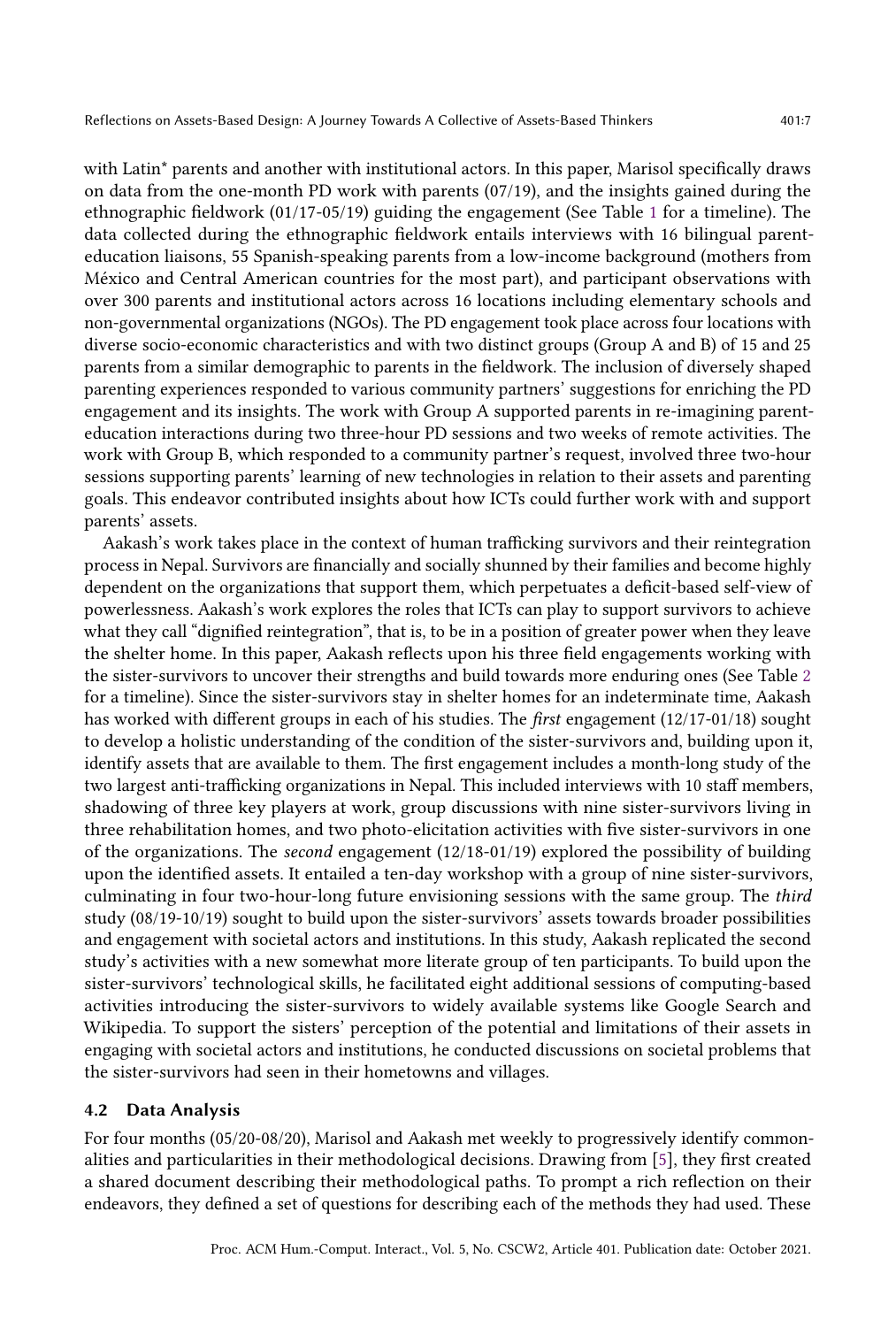with Latin* parents and another with institutional actors. In this paper, Marisol specifically draws on data from the one-month PD work with parents (07/19), and the insights gained during the ethnographic fieldwork (01/17-05/19) guiding the engagement (See Table 1 for a timeline). The data collected during the ethnographic fieldwork entails interviews with 16 bilingual parent-education liaisons, 55 Spanish-speaking parents from a low-income background (mothers from México and Central American countries for the most part), and participant observations with over 300 parents and institutional actors across 16 locations including elementary schools and non-governmental organizations (NGOs). The PD engagement took place across four locations with diverse socio-economic characteristics and with two distinct groups (Group A and B) of 15 and 25 parents from a similar demographic to parents in the fieldwork. The inclusion of diversely shaped parenting experiences responded to various community partners' suggestions for enriching the PD engagement and its insights. The work with Group A supported parents in re-imagining parent-education interactions during two three-hour PD sessions and two weeks of remote activities. The work with Group B, which responded to a community partner's request, involved three two-hour sessions supporting parents' learning of new technologies in relation to their assets and parenting goals. This endeavor contributed insights about how ICTs could further work with and support parents' assets.

Aakash's work takes place in the context of human trafficking survivors and their reintegration process in Nepal. Survivors are financially and socially shunned by their families and become highly dependent on the organizations that support them, which perpetuates a deficit-based self-view of powerlessness. Aakash's work explores the roles that ICTs can play to support survivors to achieve what they call "dignified reintegration", that is, to be in a position of greater power when they leave the shelter home. In this paper, Aakash reflects upon his three field engagements working with the sister-survivors to uncover their strengths and build towards more enduring ones (See Table 2 for a timeline). Since the sister-survivors stay in shelter homes for an indeterminate time, Aakash has worked with different groups in each of his studies. The *first* engagement (12/17-01/18) sought to develop a holistic understanding of the condition of the sister-survivors and, building upon it, identify assets that are available to them. The first engagement includes a month-long study of the two largest anti-trafficking organizations in Nepal. This included interviews with 10 staff members, shadowing of three key players at work, group discussions with nine sister-survivors living in three rehabilitation homes, and two photo-elicitation activities with five sister-survivors in one of the organizations. The *second* engagement (12/18-01/19) explored the possibility of building upon the identified assets. It entailed a ten-day workshop with a group of nine sister-survivors, culminating in four two-hour-long future envisioning sessions with the same group. The *third* study (08/19-10/19) sought to build upon the sister-survivors' assets towards broader possibilities and engagement with societal actors and institutions. In this study, Aakash replicated the second study's activities with a new somewhat more literate group of ten participants. To build upon the sister-survivors' technological skills, he facilitated eight additional sessions of computing-based activities introducing the sister-survivors to widely available systems like Google Search and Wikipedia. To support the sisters' perception of the potential and limitations of their assets in engaging with societal actors and institutions, he conducted discussions on societal problems that the sister-survivors had seen in their hometowns and villages.

### 4.2 Data Analysis

For four months (05/20-08/20), Marisol and Aakash met weekly to progressively identify commonalities and particularities in their methodological decisions. Drawing from [5], they first created a shared document describing their methodological paths. To prompt a rich reflection on their endeavors, they defined a set of questions for describing each of the methods they had used. These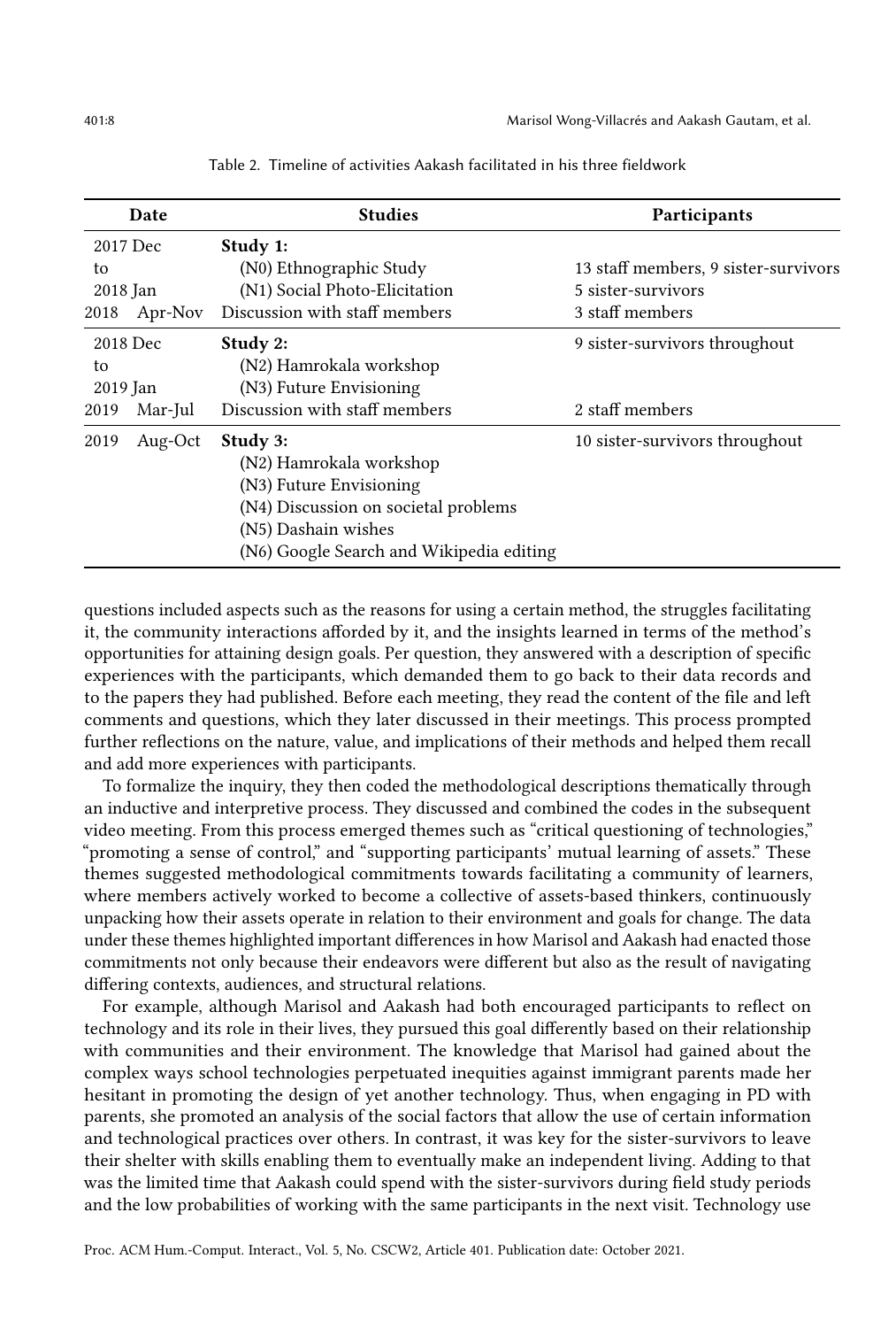Table 2. Timeline of activities Aakash facilitated in his three fieldwork

| Date | Studies | Participants |
|---|---|---|
| 2017 Dec to 2018 Jan | **Study 1:** | |
| | (N0) Ethnographic Study | 13 staff members, 9 sister-survivors |
| | (N1) Social Photo-Elicitation | 5 sister-survivors |
| 2018 Apr-Nov | Discussion with staff members | 3 staff members |
| 2018 Dec to 2019 Jan | **Study 2:** | 9 sister-survivors throughout |
| | (N2) Hamrokala workshop | |
| | (N3) Future Envisioning | |
| 2019 Mar-Jul | Discussion with staff members | 2 staff members |
| 2019 Aug-Oct | **Study 3:** | 10 sister-survivors throughout |
| | (N2) Hamrokala workshop | |
| | (N3) Future Envisioning | |
| | (N4) Discussion on societal problems | |
| | (N5) Dashain wishes | |
| | (N6) Google Search and Wikipedia editing | |

questions included aspects such as the reasons for using a certain method, the struggles facilitating it, the community interactions afforded by it, and the insights learned in terms of the method's opportunities for attaining design goals. Per question, they answered with a description of specific experiences with the participants, which demanded them to go back to their data records and to the papers they had published. Before each meeting, they read the content of the file and left comments and questions, which they later discussed in their meetings. This process prompted further reflections on the nature, value, and implications of their methods and helped them recall and add more experiences with participants.

To formalize the inquiry, they then coded the methodological descriptions thematically through an inductive and interpretive process. They discussed and combined the codes in the subsequent video meeting. From this process emerged themes such as "critical questioning of technologies," "promoting a sense of control," and "supporting participants' mutual learning of assets." These themes suggested methodological commitments towards facilitating a community of learners, where members actively worked to become a collective of assets-based thinkers, continuously unpacking how their assets operate in relation to their environment and goals for change. The data under these themes highlighted important differences in how Marisol and Aakash had enacted those commitments not only because their endeavors were different but also as the result of navigating differing contexts, audiences, and structural relations.

For example, although Marisol and Aakash had both encouraged participants to reflect on technology and its role in their lives, they pursued this goal differently based on their relationship with communities and their environment. The knowledge that Marisol had gained about the complex ways school technologies perpetuated inequities against immigrant parents made her hesitant in promoting the design of yet another technology. Thus, when engaging in PD with parents, she promoted an analysis of the social factors that allow the use of certain information and technological practices over others. In contrast, it was key for the sister-survivors to leave their shelter with skills enabling them to eventually make an independent living. Adding to that was the limited time that Aakash could spend with the sister-survivors during field study periods and the low probabilities of working with the same participants in the next visit. Technology use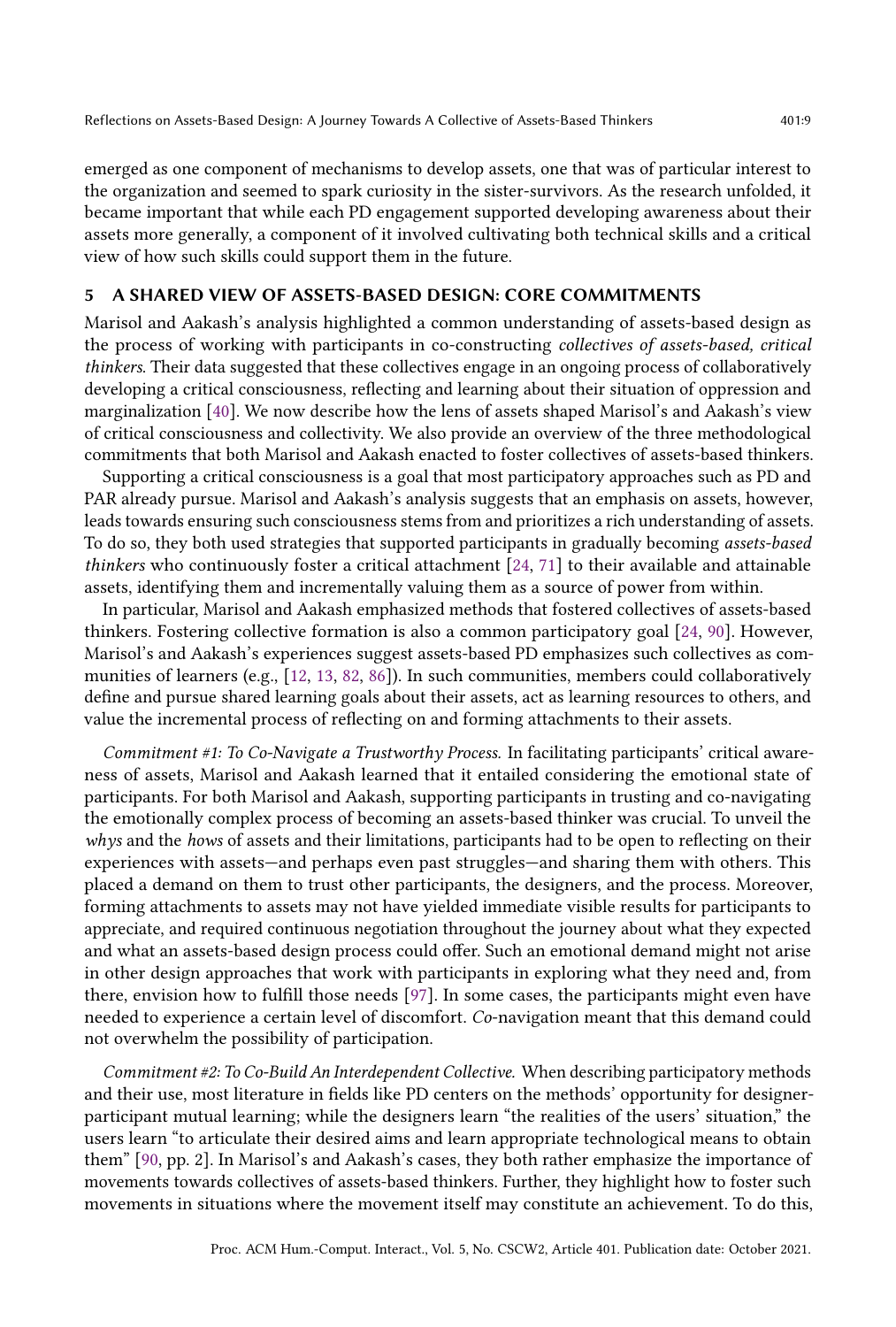emerged as one component of mechanisms to develop assets, one that was of particular interest to the organization and seemed to spark curiosity in the sister-survivors. As the research unfolded, it became important that while each PD engagement supported developing awareness about their assets more generally, a component of it involved cultivating both technical skills and a critical view of how such skills could support them in the future.

## 5 A SHARED VIEW OF ASSETS-BASED DESIGN: CORE COMMITMENTS

Marisol and Aakash's analysis highlighted a common understanding of assets-based design as the process of working with participants in co-constructing *collectives of assets-based, critical thinkers*. Their data suggested that these collectives engage in an ongoing process of collaboratively developing a critical consciousness, reflecting and learning about their situation of oppression and marginalization [40]. We now describe how the lens of assets shaped Marisol's and Aakash's view of critical consciousness and collectivity. We also provide an overview of the three methodological commitments that both Marisol and Aakash enacted to foster collectives of assets-based thinkers.

Supporting a critical consciousness is a goal that most participatory approaches such as PD and PAR already pursue. Marisol and Aakash's analysis suggests that an emphasis on assets, however, leads towards ensuring such consciousness stems from and prioritizes a rich understanding of assets. To do so, they both used strategies that supported participants in gradually becoming *assets-based thinkers* who continuously foster a critical attachment [24, 71] to their available and attainable assets, identifying them and incrementally valuing them as a source of power from within.

In particular, Marisol and Aakash emphasized methods that fostered collectives of assets-based thinkers. Fostering collective formation is also a common participatory goal [24, 90]. However, Marisol's and Aakash's experiences suggest assets-based PD emphasizes such collectives as communities of learners (e.g., [12, 13, 82, 86]). In such communities, members could collaboratively define and pursue shared learning goals about their assets, act as learning resources to others, and value the incremental process of reflecting on and forming attachments to their assets.

*Commitment #1: To Co-Navigate a Trustworthy Process.* In facilitating participants' critical awareness of assets, Marisol and Aakash learned that it entailed considering the emotional state of participants. For both Marisol and Aakash, supporting participants in trusting and co-navigating the emotionally complex process of becoming an assets-based thinker was crucial. To unveil the *whys* and the *hows* of assets and their limitations, participants had to be open to reflecting on their experiences with assets—and perhaps even past struggles—and sharing them with others. This placed a demand on them to trust other participants, the designers, and the process. Moreover, forming attachments to assets may not have yielded immediate visible results for participants to appreciate, and required continuous negotiation throughout the journey about what they expected and what an assets-based design process could offer. Such an emotional demand might not arise in other design approaches that work with participants in exploring what they need and, from there, envision how to fulfill those needs [97]. In some cases, the participants might even have needed to experience a certain level of discomfort. *Co*-navigation meant that this demand could not overwhelm the possibility of participation.

*Commitment #2: To Co-Build An Interdependent Collective.* When describing participatory methods and their use, most literature in fields like PD centers on the methods' opportunity for designer-participant mutual learning; while the designers learn "the realities of the users' situation," the users learn "to articulate their desired aims and learn appropriate technological means to obtain them" [90, pp. 2]. In Marisol's and Aakash's cases, they both rather emphasize the importance of movements towards collectives of assets-based thinkers. Further, they highlight how to foster such movements in situations where the movement itself may constitute an achievement. To do this,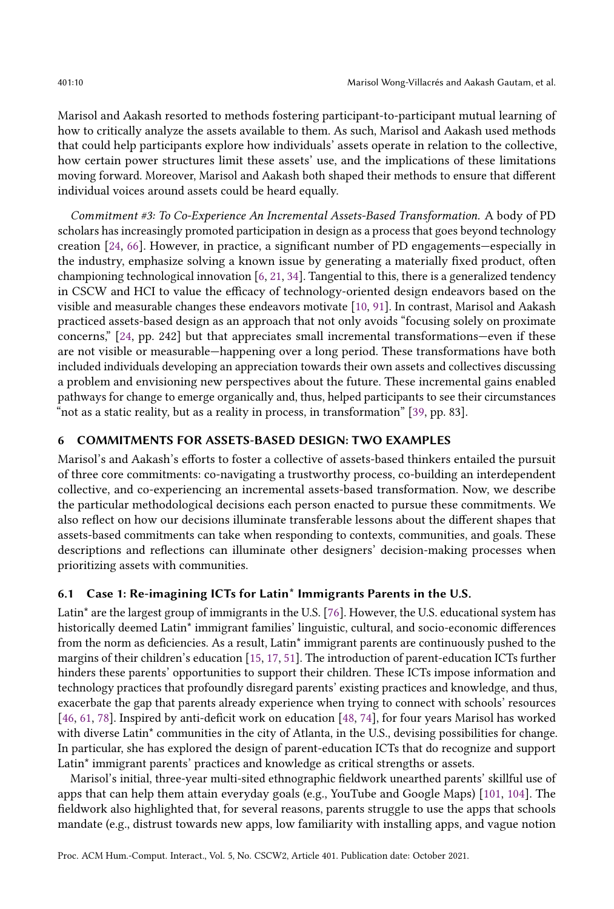Marisol and Aakash resorted to methods fostering participant-to-participant mutual learning of how to critically analyze the assets available to them. As such, Marisol and Aakash used methods that could help participants explore how individuals' assets operate in relation to the collective, how certain power structures limit these assets' use, and the implications of these limitations moving forward. Moreover, Marisol and Aakash both shaped their methods to ensure that different individual voices around assets could be heard equally.

*Commitment #3: To Co-Experience An Incremental Assets-Based Transformation.* A body of PD scholars has increasingly promoted participation in design as a process that goes beyond technology creation [24, 66]. However, in practice, a significant number of PD engagements—especially in the industry, emphasize solving a known issue by generating a materially fixed product, often championing technological innovation [6, 21, 34]. Tangential to this, there is a generalized tendency in CSCW and HCI to value the efficacy of technology-oriented design endeavors based on the visible and measurable changes these endeavors motivate [10, 91]. In contrast, Marisol and Aakash practiced assets-based design as an approach that not only avoids "focusing solely on proximate concerns," [24, pp. 242] but that appreciates small incremental transformations—even if these are not visible or measurable—happening over a long period. These transformations have both included individuals developing an appreciation towards their own assets and collectives discussing a problem and envisioning new perspectives about the future. These incremental gains enabled pathways for change to emerge organically and, thus, helped participants to see their circumstances "not as a static reality, but as a reality in process, in transformation" [39, pp. 83].

## 6 COMMITMENTS FOR ASSETS-BASED DESIGN: TWO EXAMPLES

Marisol's and Aakash's efforts to foster a collective of assets-based thinkers entailed the pursuit of three core commitments: co-navigating a trustworthy process, co-building an interdependent collective, and co-experiencing an incremental assets-based transformation. Now, we describe the particular methodological decisions each person enacted to pursue these commitments. We also reflect on how our decisions illuminate transferable lessons about the different shapes that assets-based commitments can take when responding to contexts, communities, and goals. These descriptions and reflections can illuminate other designers' decision-making processes when prioritizing assets with communities.

### 6.1 Case 1: Re-imagining ICTs for Latin* Immigrants Parents in the U.S.

Latin* are the largest group of immigrants in the U.S. [76]. However, the U.S. educational system has historically deemed Latin* immigrant families' linguistic, cultural, and socio-economic differences from the norm as deficiencies. As a result, Latin* immigrant parents are continuously pushed to the margins of their children's education [15, 17, 51]. The introduction of parent-education ICTs further hinders these parents' opportunities to support their children. These ICTs impose information and technology practices that profoundly disregard parents' existing practices and knowledge, and thus, exacerbate the gap that parents already experience when trying to connect with schools' resources [46, 61, 78]. Inspired by anti-deficit work on education [48, 74], for four years Marisol has worked with diverse Latin* communities in the city of Atlanta, in the U.S., devising possibilities for change. In particular, she has explored the design of parent-education ICTs that do recognize and support Latin* immigrant parents' practices and knowledge as critical strengths or assets.

Marisol's initial, three-year multi-sited ethnographic fieldwork unearthed parents' skillful use of apps that can help them attain everyday goals (e.g., YouTube and Google Maps) [101, 104]. The fieldwork also highlighted that, for several reasons, parents struggle to use the apps that schools mandate (e.g., distrust towards new apps, low familiarity with installing apps, and vague notion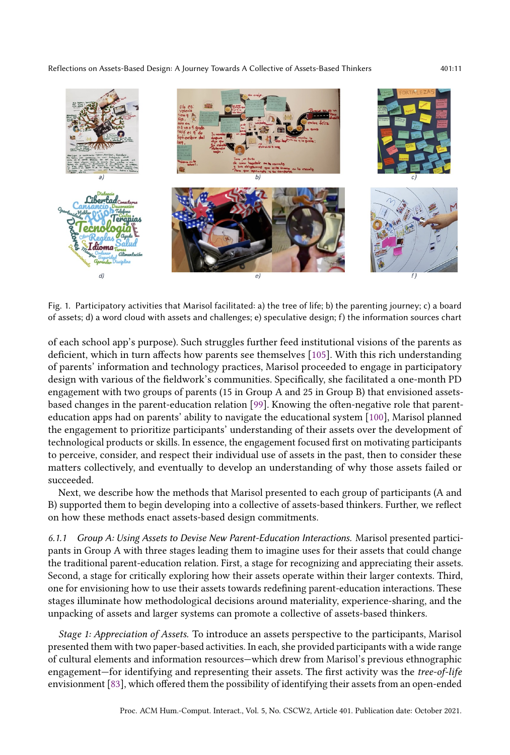Fig. 1. Participatory activities that Marisol facilitated: a) the tree of life; b) the parenting journey; c) a board of assets; d) a word cloud with assets and challenges; e) speculative design; f) the information sources chart

of each school app's purpose). Such struggles further feed institutional visions of the parents as deficient, which in turn affects how parents see themselves [105]. With this rich understanding of parents' information and technology practices, Marisol proceeded to engage in participatory design with various of the fieldwork's communities. Specifically, she facilitated a one-month PD engagement with two groups of parents (15 in Group A and 25 in Group B) that envisioned assets-based changes in the parent-education relation [99]. Knowing the often-negative role that parent-education apps had on parents' ability to navigate the educational system [100], Marisol planned the engagement to prioritize participants' understanding of their assets over the development of technological products or skills. In essence, the engagement focused first on motivating participants to perceive, consider, and respect their individual use of assets in the past, then to consider these matters collectively, and eventually to develop an understanding of why those assets failed or succeeded.

Next, we describe how the methods that Marisol presented to each group of participants (A and B) supported them to begin developing into a collective of assets-based thinkers. Further, we reflect on how these methods enact assets-based design commitments.

#### 6.1.1 *Group A: Using Assets to Devise New Parent-Education Interactions.*

Marisol presented participants in Group A with three stages leading them to imagine uses for their assets that could change the traditional parent-education relation. First, a stage for recognizing and appreciating their assets. Second, a stage for critically exploring how their assets operate within their larger contexts. Third, one for envisioning how to use their assets towards redefining parent-education interactions. These stages illuminate how methodological decisions around materiality, experience-sharing, and the unpacking of assets and larger systems can promote a collective of assets-based thinkers.

*Stage 1: Appreciation of Assets.* To introduce an assets perspective to the participants, Marisol presented them with two paper-based activities. In each, she provided participants with a wide range of cultural elements and information resources—which drew from Marisol's previous ethnographic engagement—for identifying and representing their assets. The first activity was the *tree-of-life* envisionment [83], which offered them the possibility of identifying their assets from an open-ended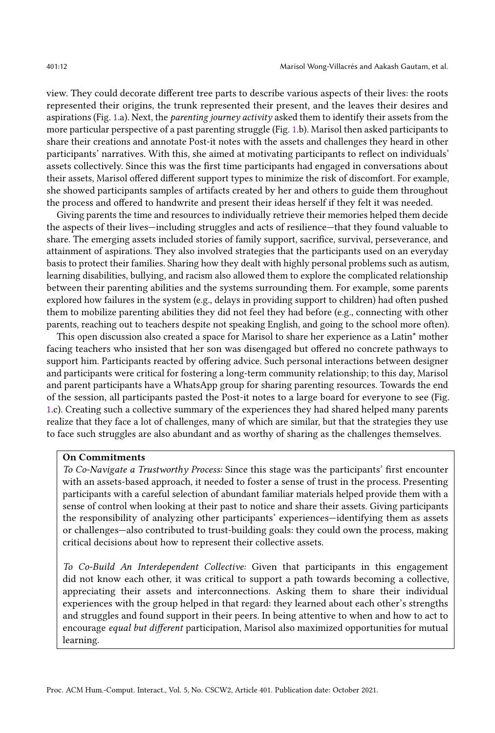view. They could decorate different tree parts to describe various aspects of their lives: the roots represented their origins, the trunk represented their present, and the leaves their desires and aspirations (Fig. 1.a). Next, the *parenting journey activity* asked them to identify their assets from the more particular perspective of a past parenting struggle (Fig. 1.b). Marisol then asked participants to share their creations and annotate Post-it notes with the assets and challenges they heard in other participants' narratives. With this, she aimed at motivating participants to reflect on individuals' assets collectively. Since this was the first time participants had engaged in conversations about their assets, Marisol offered different support types to minimize the risk of discomfort. For example, she showed participants samples of artifacts created by her and others to guide them throughout the process and offered to handwrite and present their ideas herself if they felt it was needed.

Giving parents the time and resources to individually retrieve their memories helped them decide the aspects of their lives—including struggles and acts of resilience—that they found valuable to share. The emerging assets included stories of family support, sacrifice, survival, perseverance, and attainment of aspirations. They also involved strategies that the participants used on an everyday basis to protect their families. Sharing how they dealt with highly personal problems such as autism, learning disabilities, bullying, and racism also allowed them to explore the complicated relationship between their parenting abilities and the systems surrounding them. For example, some parents explored how failures in the system (e.g., delays in providing support to children) had often pushed them to mobilize parenting abilities they did not feel they had before (e.g., connecting with other parents, reaching out to teachers despite not speaking English, and going to the school more often).

This open discussion also created a space for Marisol to share her experience as a Latin* mother facing teachers who insisted that her son was disengaged but offered no concrete pathways to support him. Participants reacted by offering advice. Such personal interactions between designer and participants were critical for fostering a long-term community relationship; to this day, Marisol and parent participants have a WhatsApp group for sharing parenting resources. Towards the end of the session, all participants pasted the Post-it notes to a large board for everyone to see (Fig. 1.c). Creating such a collective summary of the experiences they had shared helped many parents realize that they face a lot of challenges, many of which are similar, but that the strategies they use to face such struggles are also abundant and as worthy of sharing as the challenges themselves.

**On Commitments**

*To Co-Navigate a Trustworthy Process:* Since this stage was the participants' first encounter with an assets-based approach, it needed to foster a sense of trust in the process. Presenting participants with a careful selection of abundant familiar materials helped provide them with a sense of control when looking at their past to notice and share their assets. Giving participants the responsibility of analyzing other participants' experiences—identifying them as assets or challenges—also contributed to trust-building goals: they could own the process, making critical decisions about how to represent their collective assets.

*To Co-Build An Interdependent Collective:* Given that participants in this engagement did not know each other, it was critical to support a path towards becoming a collective, appreciating their assets and interconnections. Asking them to share their individual experiences with the group helped in that regard: they learned about each other's strengths and struggles and found support in their peers. In being attentive to when and how to act to encourage *equal but different* participation, Marisol also maximized opportunities for mutual learning.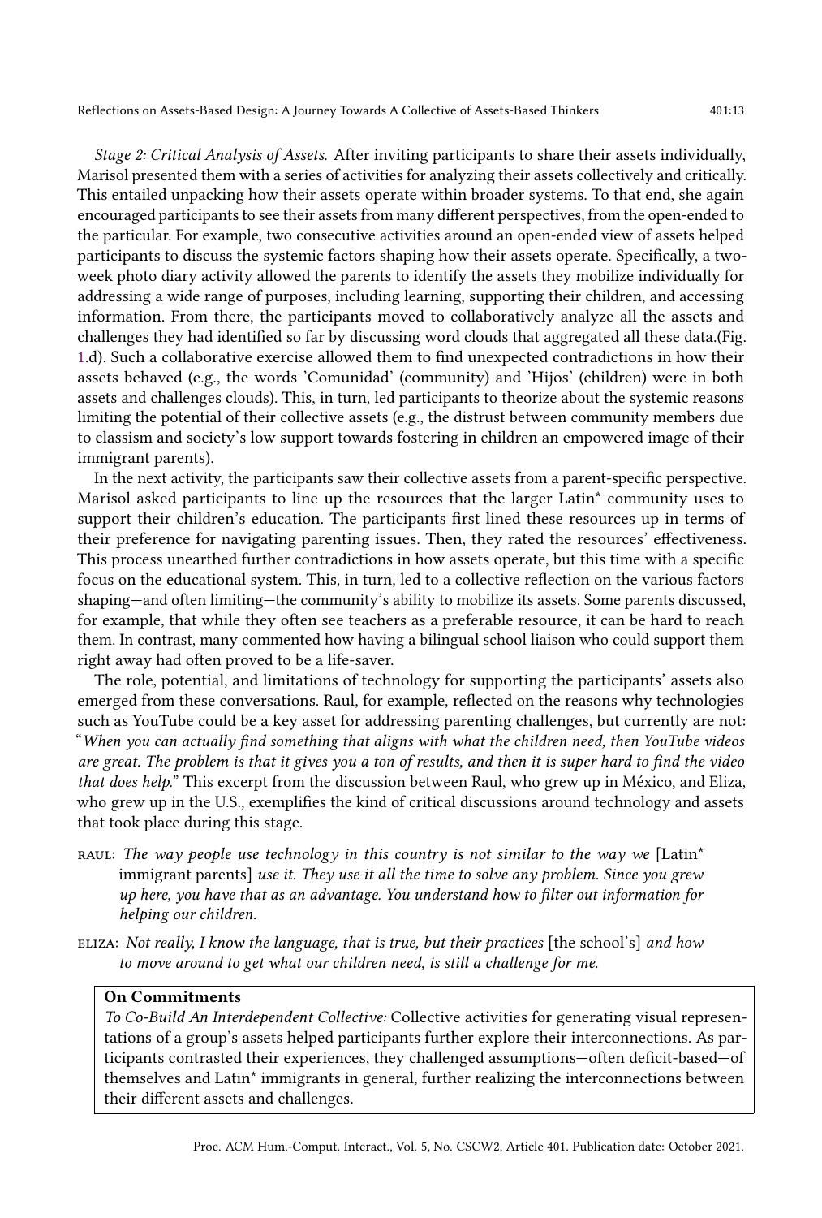*Stage 2: Critical Analysis of Assets.* After inviting participants to share their assets individually, Marisol presented them with a series of activities for analyzing their assets collectively and critically. This entailed unpacking how their assets operate within broader systems. To that end, she again encouraged participants to see their assets from many different perspectives, from the open-ended to the particular. For example, two consecutive activities around an open-ended view of assets helped participants to discuss the systemic factors shaping how their assets operate. Specifically, a two-week photo diary activity allowed the parents to identify the assets they mobilize individually for addressing a wide range of purposes, including learning, supporting their children, and accessing information. From there, the participants moved to collaboratively analyze all the assets and challenges they had identified so far by discussing word clouds that aggregated all these data.(Fig. 1.d). Such a collaborative exercise allowed them to find unexpected contradictions in how their assets behaved (e.g., the words 'Comunidad' (community) and 'Hijos' (children) were in both assets and challenges clouds). This, in turn, led participants to theorize about the systemic reasons limiting the potential of their collective assets (e.g., the distrust between community members due to classism and society's low support towards fostering in children an empowered image of their immigrant parents).

In the next activity, the participants saw their collective assets from a parent-specific perspective. Marisol asked participants to line up the resources that the larger Latin* community uses to support their children's education. The participants first lined these resources up in terms of their preference for navigating parenting issues. Then, they rated the resources' effectiveness. This process unearthed further contradictions in how assets operate, but this time with a specific focus on the educational system. This, in turn, led to a collective reflection on the various factors shaping—and often limiting—the community's ability to mobilize its assets. Some parents discussed, for example, that while they often see teachers as a preferable resource, it can be hard to reach them. In contrast, many commented how having a bilingual school liaison who could support them right away had often proved to be a life-saver.

The role, potential, and limitations of technology for supporting the participants' assets also emerged from these conversations. Raul, for example, reflected on the reasons why technologies such as YouTube could be a key asset for addressing parenting challenges, but currently are not: "*When you can actually find something that aligns with what the children need, then YouTube videos are great. The problem is that it gives you a ton of results, and then it is super hard to find the video that does help.*" This excerpt from the discussion between Raul, who grew up in México, and Eliza, who grew up in the U.S., exemplifies the kind of critical discussions around technology and assets that took place during this stage.

RAUL: *The way people use technology in this country is not similar to the way we* [Latin* immigrant parents] *use it. They use it all the time to solve any problem. Since you grew up here, you have that as an advantage. You understand how to filter out information for helping our children.*

ELIZA: *Not really, I know the language, that is true, but their practices* [the school's] *and how to move around to get what our children need, is still a challenge for me.*

**On Commitments**

*To Co-Build An Interdependent Collective:* Collective activities for generating visual representations of a group's assets helped participants further explore their interconnections. As participants contrasted their experiences, they challenged assumptions—often deficit-based—of themselves and Latin* immigrants in general, further realizing the interconnections between their different assets and challenges.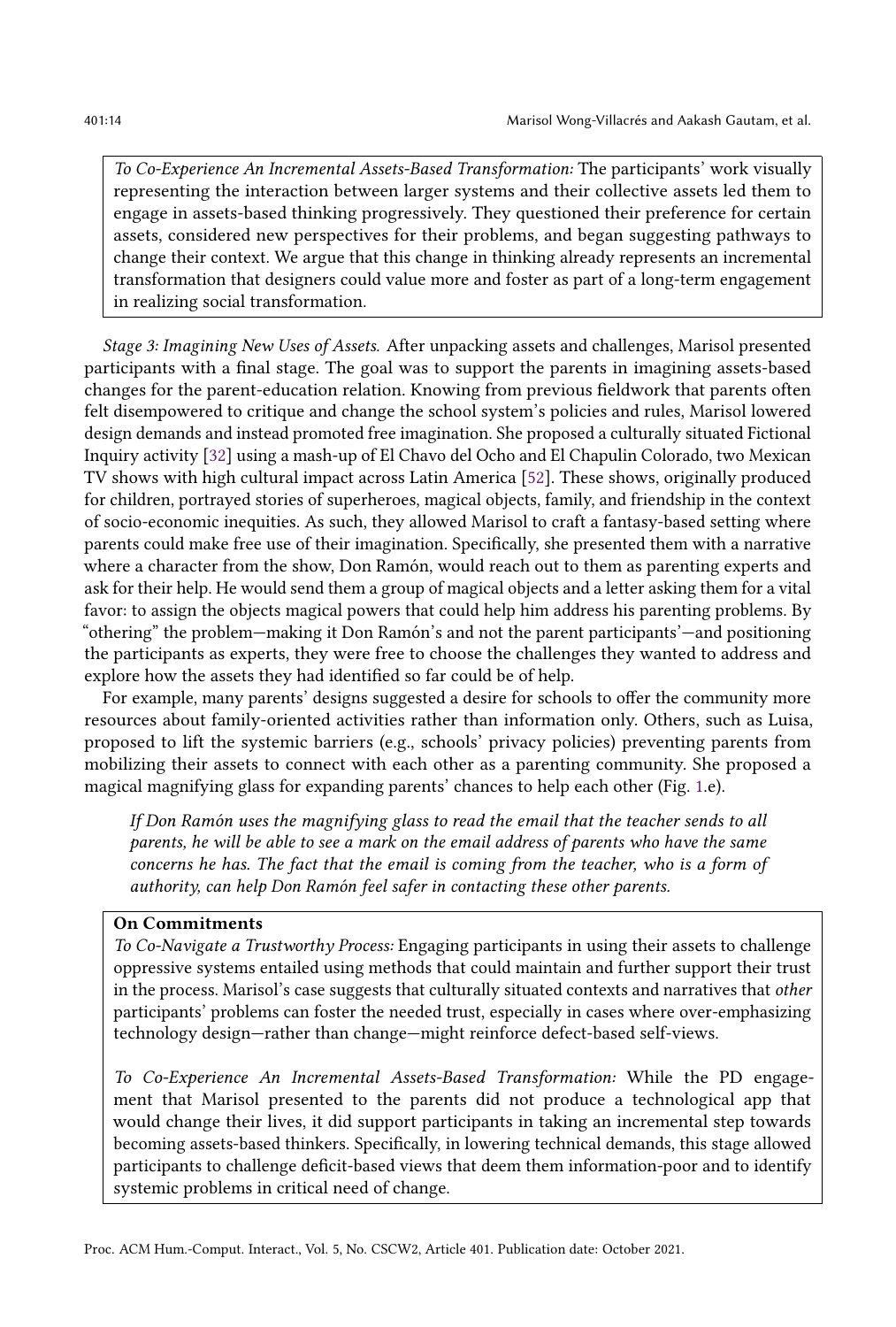*To Co-Experience An Incremental Assets-Based Transformation:* The participants' work visually representing the interaction between larger systems and their collective assets led them to engage in assets-based thinking progressively. They questioned their preference for certain assets, considered new perspectives for their problems, and began suggesting pathways to change their context. We argue that this change in thinking already represents an incremental transformation that designers could value more and foster as part of a long-term engagement in realizing social transformation.

*Stage 3: Imagining New Uses of Assets.* After unpacking assets and challenges, Marisol presented participants with a final stage. The goal was to support the parents in imagining assets-based changes for the parent-education relation. Knowing from previous fieldwork that parents often felt disempowered to critique and change the school system's policies and rules, Marisol lowered design demands and instead promoted free imagination. She proposed a culturally situated Fictional Inquiry activity [32] using a mash-up of El Chavo del Ocho and El Chapulin Colorado, two Mexican TV shows with high cultural impact across Latin America [52]. These shows, originally produced for children, portrayed stories of superheroes, magical objects, family, and friendship in the context of socio-economic inequities. As such, they allowed Marisol to craft a fantasy-based setting where parents could make free use of their imagination. Specifically, she presented them with a narrative where a character from the show, Don Ramón, would reach out to them as parenting experts and ask for their help. He would send them a group of magical objects and a letter asking them for a vital favor: to assign the objects magical powers that could help him address his parenting problems. By "othering" the problem—making it Don Ramón's and not the parent participants'—and positioning the participants as experts, they were free to choose the challenges they wanted to address and explore how the assets they had identified so far could be of help.

For example, many parents' designs suggested a desire for schools to offer the community more resources about family-oriented activities rather than information only. Others, such as Luisa, proposed to lift the systemic barriers (e.g., schools' privacy policies) preventing parents from mobilizing their assets to connect with each other as a parenting community. She proposed a magical magnifying glass for expanding parents' chances to help each other (Fig. 1.e).

> *If Don Ramón uses the magnifying glass to read the email that the teacher sends to all parents, he will be able to see a mark on the email address of parents who have the same concerns he has. The fact that the email is coming from the teacher, who is a form of authority, can help Don Ramón feel safer in contacting these other parents.*

**On Commitments**

*To Co-Navigate a Trustworthy Process:* Engaging participants in using their assets to challenge oppressive systems entailed using methods that could maintain and further support their trust in the process. Marisol's case suggests that culturally situated contexts and narratives that *other* participants' problems can foster the needed trust, especially in cases where over-emphasizing technology design—rather than change—might reinforce defect-based self-views.

*To Co-Experience An Incremental Assets-Based Transformation:* While the PD engagement that Marisol presented to the parents did not produce a technological app that would change their lives, it did support participants in taking an incremental step towards becoming assets-based thinkers. Specifically, in lowering technical demands, this stage allowed participants to challenge deficit-based views that deem them information-poor and to identify systemic problems in critical need of change.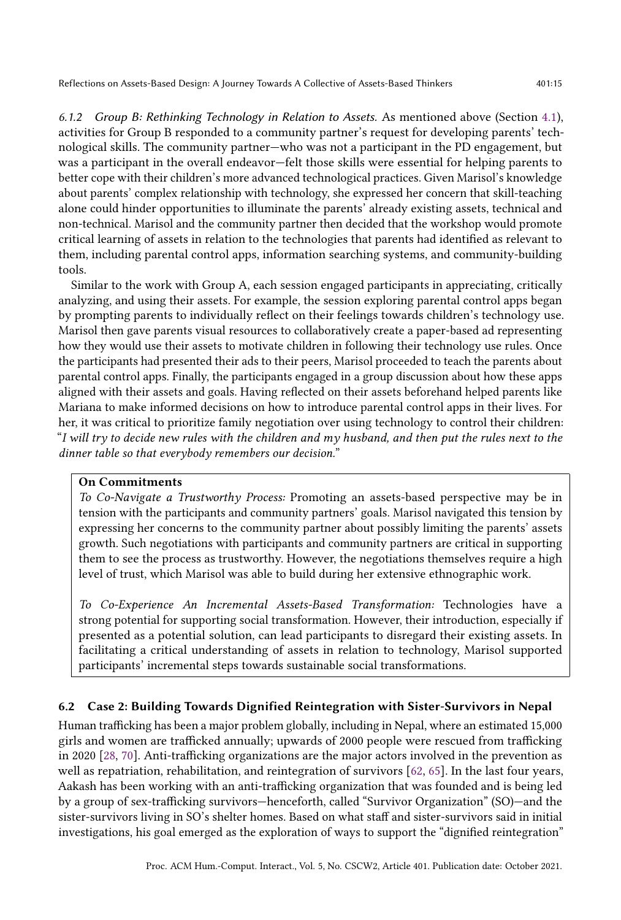#### 6.1.2 *Group B: Rethinking Technology in Relation to Assets.*

As mentioned above (Section 4.1), activities for Group B responded to a community partner's request for developing parents' technological skills. The community partner—who was not a participant in the PD engagement, but was a participant in the overall endeavor—felt those skills were essential for helping parents to better cope with their children's more advanced technological practices. Given Marisol's knowledge about parents' complex relationship with technology, she expressed her concern that skill-teaching alone could hinder opportunities to illuminate the parents' already existing assets, technical and non-technical. Marisol and the community partner then decided that the workshop would promote critical learning of assets in relation to the technologies that parents had identified as relevant to them, including parental control apps, information searching systems, and community-building tools.

Similar to the work with Group A, each session engaged participants in appreciating, critically analyzing, and using their assets. For example, the session exploring parental control apps began by prompting parents to individually reflect on their feelings towards children's technology use. Marisol then gave parents visual resources to collaboratively create a paper-based ad representing how they would use their assets to motivate children in following their technology use rules. Once the participants had presented their ads to their peers, Marisol proceeded to teach the parents about parental control apps. Finally, the participants engaged in a group discussion about how these apps aligned with their assets and goals. Having reflected on their assets beforehand helped parents like Mariana to make informed decisions on how to introduce parental control apps in their lives. For her, it was critical to prioritize family negotiation over using technology to control their children: "*I will try to decide new rules with the children and my husband, and then put the rules next to the dinner table so that everybody remembers our decision.*"

> **On Commitments**
>
> *To Co-Navigate a Trustworthy Process:* Promoting an assets-based perspective may be in tension with the participants and community partners' goals. Marisol navigated this tension by expressing her concerns to the community partner about possibly limiting the parents' assets growth. Such negotiations with participants and community partners are critical in supporting them to see the process as trustworthy. However, the negotiations themselves require a high level of trust, which Marisol was able to build during her extensive ethnographic work.
>
> *To Co-Experience An Incremental Assets-Based Transformation:* Technologies have a strong potential for supporting social transformation. However, their introduction, especially if presented as a potential solution, can lead participants to disregard their existing assets. In facilitating a critical understanding of assets in relation to technology, Marisol supported participants' incremental steps towards sustainable social transformations.

### 6.2 Case 2: Building Towards Dignified Reintegration with Sister-Survivors in Nepal

Human trafficking has been a major problem globally, including in Nepal, where an estimated 15,000 girls and women are trafficked annually; upwards of 2000 people were rescued from trafficking in 2020 [28, 70]. Anti-trafficking organizations are the major actors involved in the prevention as well as repatriation, rehabilitation, and reintegration of survivors [62, 65]. In the last four years, Aakash has been working with an anti-trafficking organization that was founded and is being led by a group of sex-trafficking survivors—henceforth, called "Survivor Organization" (SO)—and the sister-survivors living in SO's shelter homes. Based on what staff and sister-survivors said in initial investigations, his goal emerged as the exploration of ways to support the "dignified reintegration"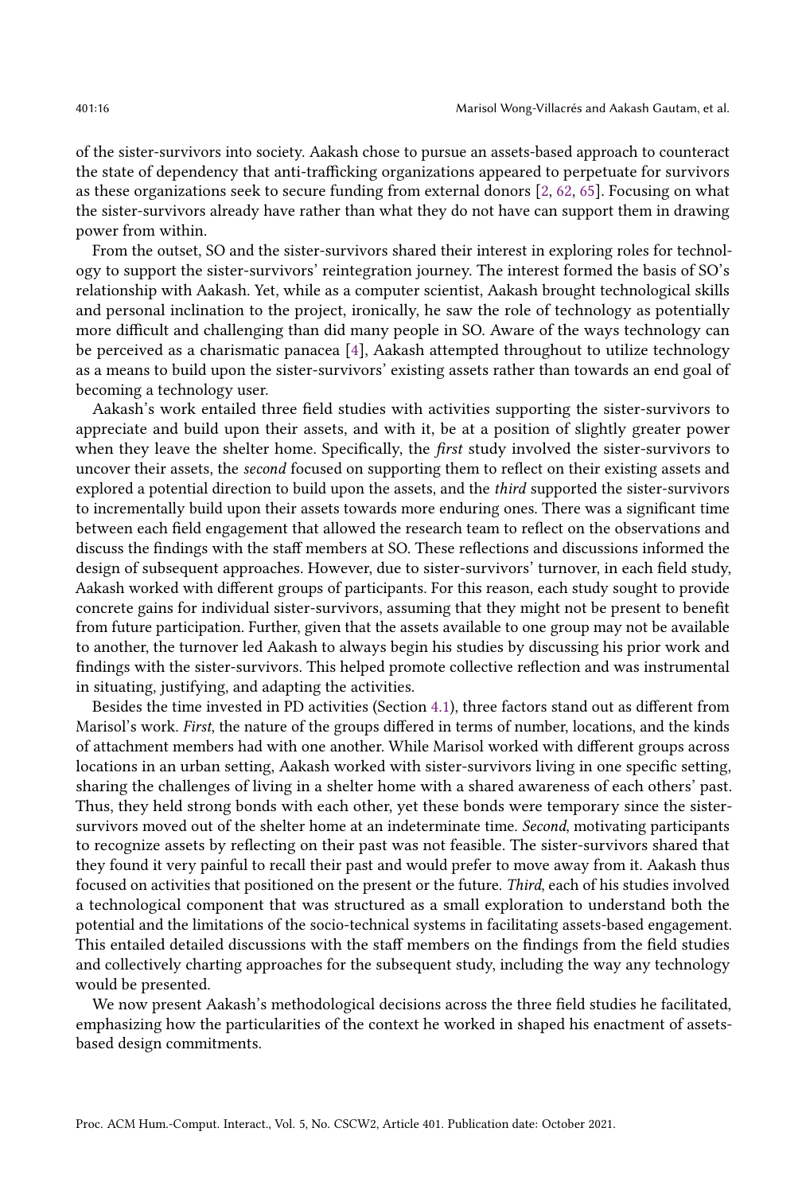of the sister-survivors into society. Aakash chose to pursue an assets-based approach to counteract the state of dependency that anti-trafficking organizations appeared to perpetuate for survivors as these organizations seek to secure funding from external donors [2, 62, 65]. Focusing on what the sister-survivors already have rather than what they do not have can support them in drawing power from within.

From the outset, SO and the sister-survivors shared their interest in exploring roles for technology to support the sister-survivors' reintegration journey. The interest formed the basis of SO's relationship with Aakash. Yet, while as a computer scientist, Aakash brought technological skills and personal inclination to the project, ironically, he saw the role of technology as potentially more difficult and challenging than did many people in SO. Aware of the ways technology can be perceived as a charismatic panacea [4], Aakash attempted throughout to utilize technology as a means to build upon the sister-survivors' existing assets rather than towards an end goal of becoming a technology user.

Aakash's work entailed three field studies with activities supporting the sister-survivors to appreciate and build upon their assets, and with it, be at a position of slightly greater power when they leave the shelter home. Specifically, the *first* study involved the sister-survivors to uncover their assets, the *second* focused on supporting them to reflect on their existing assets and explored a potential direction to build upon the assets, and the *third* supported the sister-survivors to incrementally build upon their assets towards more enduring ones. There was a significant time between each field engagement that allowed the research team to reflect on the observations and discuss the findings with the staff members at SO. These reflections and discussions informed the design of subsequent approaches. However, due to sister-survivors' turnover, in each field study, Aakash worked with different groups of participants. For this reason, each study sought to provide concrete gains for individual sister-survivors, assuming that they might not be present to benefit from future participation. Further, given that the assets available to one group may not be available to another, the turnover led Aakash to always begin his studies by discussing his prior work and findings with the sister-survivors. This helped promote collective reflection and was instrumental in situating, justifying, and adapting the activities.

Besides the time invested in PD activities (Section 4.1), three factors stand out as different from Marisol's work. *First*, the nature of the groups differed in terms of number, locations, and the kinds of attachment members had with one another. While Marisol worked with different groups across locations in an urban setting, Aakash worked with sister-survivors living in one specific setting, sharing the challenges of living in a shelter home with a shared awareness of each others' past. Thus, they held strong bonds with each other, yet these bonds were temporary since the sister-survivors moved out of the shelter home at an indeterminate time. *Second*, motivating participants to recognize assets by reflecting on their past was not feasible. The sister-survivors shared that they found it very painful to recall their past and would prefer to move away from it. Aakash thus focused on activities that positioned on the present or the future. *Third*, each of his studies involved a technological component that was structured as a small exploration to understand both the potential and the limitations of the socio-technical systems in facilitating assets-based engagement. This entailed detailed discussions with the staff members on the findings from the field studies and collectively charting approaches for the subsequent study, including the way any technology would be presented.

We now present Aakash's methodological decisions across the three field studies he facilitated, emphasizing how the particularities of the context he worked in shaped his enactment of assets-based design commitments.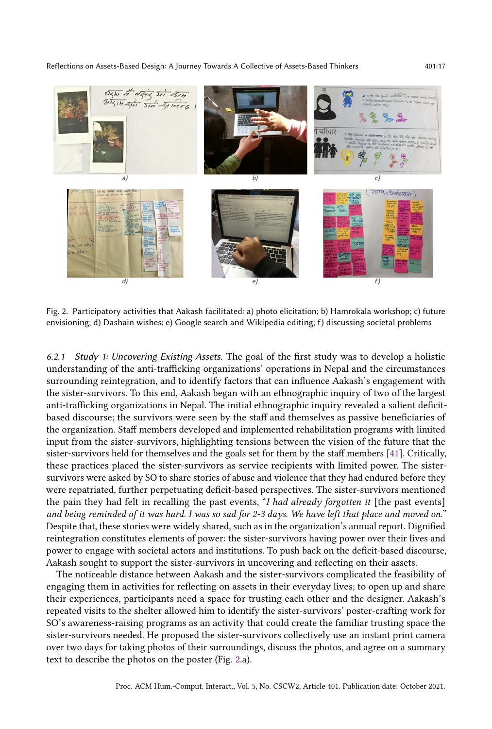Fig. 2. Participatory activities that Aakash facilitated: a) photo elicitation; b) Hamrokala workshop; c) future envisioning; d) Dashain wishes; e) Google search and Wikipedia editing; f) discussing societal problems

#### 6.2.1 *Study 1: Uncovering Existing Assets.*

The goal of the first study was to develop a holistic understanding of the anti-trafficking organizations' operations in Nepal and the circumstances surrounding reintegration, and to identify factors that can influence Aakash's engagement with the sister-survivors. To this end, Aakash began with an ethnographic inquiry of two of the largest anti-trafficking organizations in Nepal. The initial ethnographic inquiry revealed a salient deficit-based discourse; the survivors were seen by the staff and themselves as passive beneficiaries of the organization. Staff members developed and implemented rehabilitation programs with limited input from the sister-survivors, highlighting tensions between the vision of the future that the sister-survivors held for themselves and the goals set for them by the staff members [41]. Critically, these practices placed the sister-survivors as service recipients with limited power. The sister-survivors were asked by SO to share stories of abuse and violence that they had endured before they were repatriated, further perpetuating deficit-based perspectives. The sister-survivors mentioned the pain they had felt in recalling the past events, "*I had already forgotten it* [the past events] *and being reminded of it was hard. I was so sad for 2-3 days. We have left that place and moved on.*" Despite that, these stories were widely shared, such as in the organization's annual report. Dignified reintegration constitutes elements of power: the sister-survivors having power over their lives and power to engage with societal actors and institutions. To push back on the deficit-based discourse, Aakash sought to support the sister-survivors in uncovering and reflecting on their assets.

The noticeable distance between Aakash and the sister-survivors complicated the feasibility of engaging them in activities for reflecting on assets in their everyday lives; to open up and share their experiences, participants need a space for trusting each other and the designer. Aakash's repeated visits to the shelter allowed him to identify the sister-survivors' poster-crafting work for SO's awareness-raising programs as an activity that could create the familiar trusting space the sister-survivors needed. He proposed the sister-survivors collectively use an instant print camera over two days for taking photos of their surroundings, discuss the photos, and agree on a summary text to describe the photos on the poster (Fig. 2.a).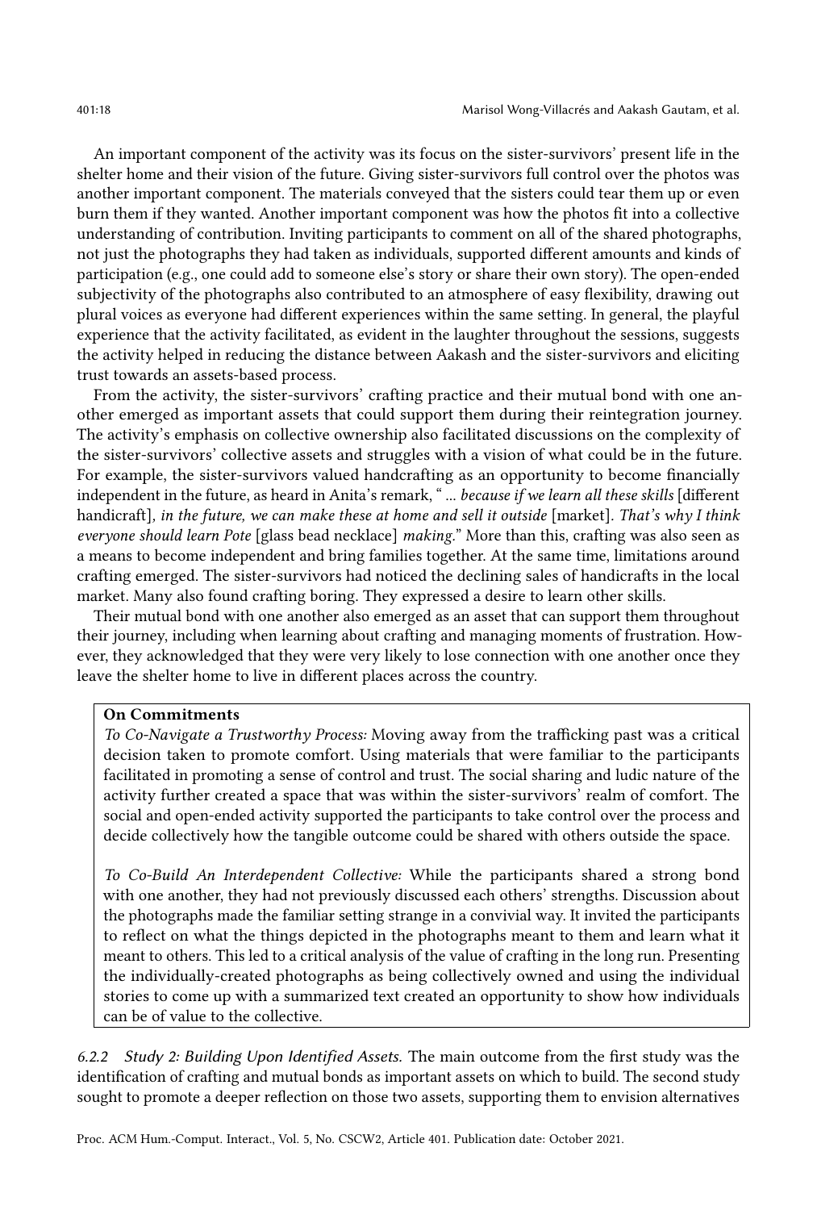An important component of the activity was its focus on the sister-survivors' present life in the shelter home and their vision of the future. Giving sister-survivors full control over the photos was another important component. The materials conveyed that the sisters could tear them up or even burn them if they wanted. Another important component was how the photos fit into a collective understanding of contribution. Inviting participants to comment on all of the shared photographs, not just the photographs they had taken as individuals, supported different amounts and kinds of participation (e.g., one could add to someone else's story or share their own story). The open-ended subjectivity of the photographs also contributed to an atmosphere of easy flexibility, drawing out plural voices as everyone had different experiences within the same setting. In general, the playful experience that the activity facilitated, as evident in the laughter throughout the sessions, suggests the activity helped in reducing the distance between Aakash and the sister-survivors and eliciting trust towards an assets-based process.

From the activity, the sister-survivors' crafting practice and their mutual bond with one another emerged as important assets that could support them during their reintegration journey. The activity's emphasis on collective ownership also facilitated discussions on the complexity of the sister-survivors' collective assets and struggles with a vision of what could be in the future. For example, the sister-survivors valued handcrafting as an opportunity to become financially independent in the future, as heard in Anita's remark, " ... *because if we learn all these skills* [different handicraft], *in the future, we can make these at home and sell it outside* [market]. *That's why I think everyone should learn Pote* [glass bead necklace] *making.*" More than this, crafting was also seen as a means to become independent and bring families together. At the same time, limitations around crafting emerged. The sister-survivors had noticed the declining sales of handicrafts in the local market. Many also found crafting boring. They expressed a desire to learn other skills.

Their mutual bond with one another also emerged as an asset that can support them throughout their journey, including when learning about crafting and managing moments of frustration. However, they acknowledged that they were very likely to lose connection with one another once they leave the shelter home to live in different places across the country.

**On Commitments**

*To Co-Navigate a Trustworthy Process:* Moving away from the trafficking past was a critical decision taken to promote comfort. Using materials that were familiar to the participants facilitated in promoting a sense of control and trust. The social sharing and ludic nature of the activity further created a space that was within the sister-survivors' realm of comfort. The social and open-ended activity supported the participants to take control over the process and decide collectively how the tangible outcome could be shared with others outside the space.

*To Co-Build An Interdependent Collective:* While the participants shared a strong bond with one another, they had not previously discussed each others' strengths. Discussion about the photographs made the familiar setting strange in a convivial way. It invited the participants to reflect on what the things depicted in the photographs meant to them and learn what it meant to others. This led to a critical analysis of the value of crafting in the long run. Presenting the individually-created photographs as being collectively owned and using the individual stories to come up with a summarized text created an opportunity to show how individuals can be of value to the collective.

#### 6.2.2 Study 2: Building Upon Identified Assets.

The main outcome from the first study was the identification of crafting and mutual bonds as important assets on which to build. The second study sought to promote a deeper reflection on those two assets, supporting them to envision alternatives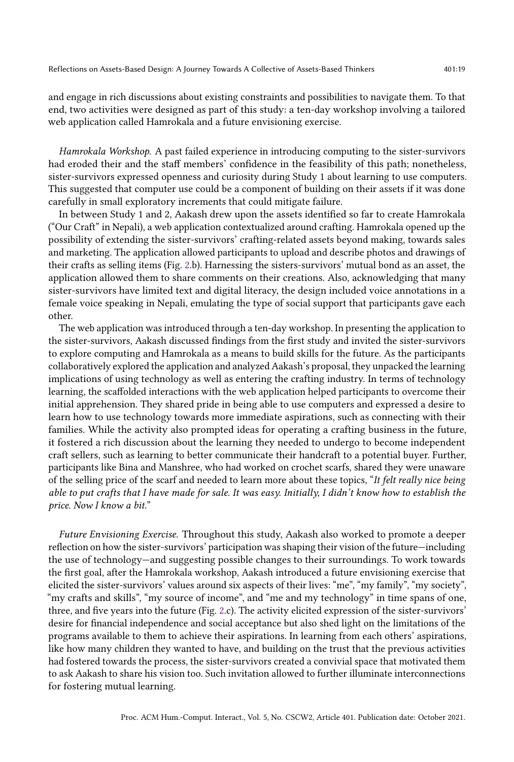and engage in rich discussions about existing constraints and possibilities to navigate them. To that end, two activities were designed as part of this study: a ten-day workshop involving a tailored web application called Hamrokala and a future envisioning exercise.

*Hamrokala Workshop.* A past failed experience in introducing computing to the sister-survivors had eroded their and the staff members' confidence in the feasibility of this path; nonetheless, sister-survivors expressed openness and curiosity during Study 1 about learning to use computers. This suggested that computer use could be a component of building on their assets if it was done carefully in small exploratory increments that could mitigate failure.

In between Study 1 and 2, Aakash drew upon the assets identified so far to create Hamrokala ("Our Craft" in Nepali), a web application contextualized around crafting. Hamrokala opened up the possibility of extending the sister-survivors' crafting-related assets beyond making, towards sales and marketing. The application allowed participants to upload and describe photos and drawings of their crafts as selling items (Fig. 2.b). Harnessing the sisters-survivors' mutual bond as an asset, the application allowed them to share comments on their creations. Also, acknowledging that many sister-survivors have limited text and digital literacy, the design included voice annotations in a female voice speaking in Nepali, emulating the type of social support that participants gave each other.

The web application was introduced through a ten-day workshop. In presenting the application to the sister-survivors, Aakash discussed findings from the first study and invited the sister-survivors to explore computing and Hamrokala as a means to build skills for the future. As the participants collaboratively explored the application and analyzed Aakash's proposal, they unpacked the learning implications of using technology as well as entering the crafting industry. In terms of technology learning, the scaffolded interactions with the web application helped participants to overcome their initial apprehension. They shared pride in being able to use computers and expressed a desire to learn how to use technology towards more immediate aspirations, such as connecting with their families. While the activity also prompted ideas for operating a crafting business in the future, it fostered a rich discussion about the learning they needed to undergo to become independent craft sellers, such as learning to better communicate their handcraft to a potential buyer. Further, participants like Bina and Manshree, who had worked on crochet scarfs, shared they were unaware of the selling price of the scarf and needed to learn more about these topics, "*It felt really nice being able to put crafts that I have made for sale. It was easy. Initially, I didn't know how to establish the price. Now I know a bit.*"

*Future Envisioning Exercise.* Throughout this study, Aakash also worked to promote a deeper reflection on how the sister-survivors' participation was shaping their vision of the future—including the use of technology—and suggesting possible changes to their surroundings. To work towards the first goal, after the Hamrokala workshop, Aakash introduced a future envisioning exercise that elicited the sister-survivors' values around six aspects of their lives: "me", "my family", "my society", "my crafts and skills", "my source of income", and "me and my technology" in time spans of one, three, and five years into the future (Fig. 2.c). The activity elicited expression of the sister-survivors' desire for financial independence and social acceptance but also shed light on the limitations of the programs available to them to achieve their aspirations. In learning from each others' aspirations, like how many children they wanted to have, and building on the trust that the previous activities had fostered towards the process, the sister-survivors created a convivial space that motivated them to ask Aakash to share his vision too. Such invitation allowed to further illuminate interconnections for fostering mutual learning.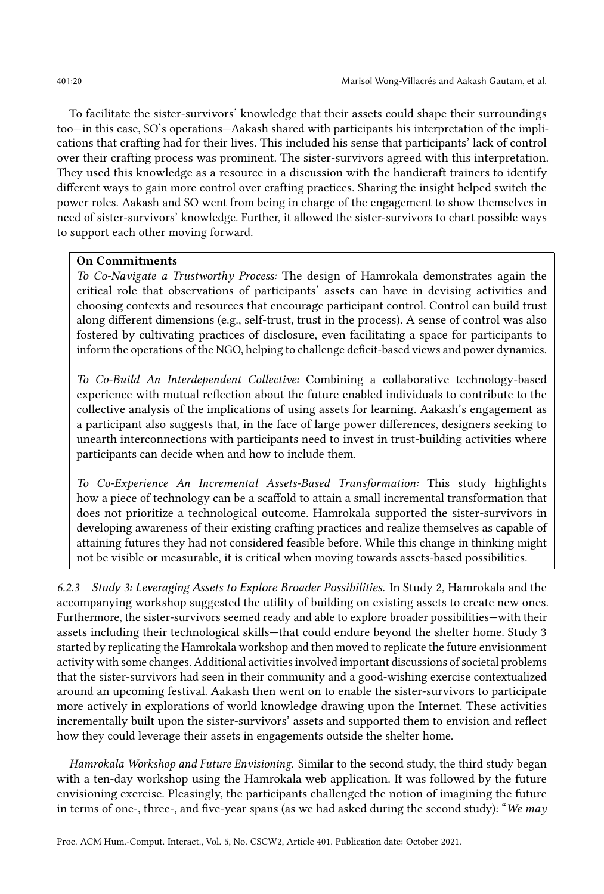To facilitate the sister-survivors' knowledge that their assets could shape their surroundings too—in this case, SO's operations—Aakash shared with participants his interpretation of the implications that crafting had for their lives. This included his sense that participants' lack of control over their crafting process was prominent. The sister-survivors agreed with this interpretation. They used this knowledge as a resource in a discussion with the handicraft trainers to identify different ways to gain more control over crafting practices. Sharing the insight helped switch the power roles. Aakash and SO went from being in charge of the engagement to show themselves in need of sister-survivors' knowledge. Further, it allowed the sister-survivors to chart possible ways to support each other moving forward.

> **On Commitments**
>
> *To Co-Navigate a Trustworthy Process:* The design of Hamrokala demonstrates again the critical role that observations of participants' assets can have in devising activities and choosing contexts and resources that encourage participant control. Control can build trust along different dimensions (e.g., self-trust, trust in the process). A sense of control was also fostered by cultivating practices of disclosure, even facilitating a space for participants to inform the operations of the NGO, helping to challenge deficit-based views and power dynamics.
>
> *To Co-Build An Interdependent Collective:* Combining a collaborative technology-based experience with mutual reflection about the future enabled individuals to contribute to the collective analysis of the implications of using assets for learning. Aakash's engagement as a participant also suggests that, in the face of large power differences, designers seeking to unearth interconnections with participants need to invest in trust-building activities where participants can decide when and how to include them.
>
> *To Co-Experience An Incremental Assets-Based Transformation:* This study highlights how a piece of technology can be a scaffold to attain a small incremental transformation that does not prioritize a technological outcome. Hamrokala supported the sister-survivors in developing awareness of their existing crafting practices and realize themselves as capable of attaining futures they had not considered feasible before. While this change in thinking might not be visible or measurable, it is critical when moving towards assets-based possibilities.

*6.2.3 Study 3: Leveraging Assets to Explore Broader Possibilities.* In Study 2, Hamrokala and the accompanying workshop suggested the utility of building on existing assets to create new ones. Furthermore, the sister-survivors seemed ready and able to explore broader possibilities—with their assets including their technological skills—that could endure beyond the shelter home. Study 3 started by replicating the Hamrokala workshop and then moved to replicate the future envisionment activity with some changes. Additional activities involved important discussions of societal problems that the sister-survivors had seen in their community and a good-wishing exercise contextualized around an upcoming festival. Aakash then went on to enable the sister-survivors to participate more actively in explorations of world knowledge drawing upon the Internet. These activities incrementally built upon the sister-survivors' assets and supported them to envision and reflect how they could leverage their assets in engagements outside the shelter home.

*Hamrokala Workshop and Future Envisioning.* Similar to the second study, the third study began with a ten-day workshop using the Hamrokala web application. It was followed by the future envisioning exercise. Pleasingly, the participants challenged the notion of imagining the future in terms of one-, three-, and five-year spans (as we had asked during the second study): "*We may*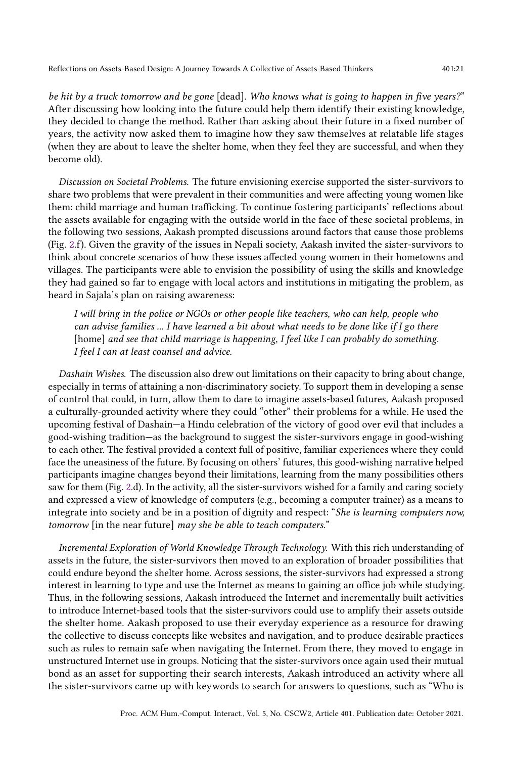*be hit by a truck tomorrow and be gone* [dead]. *Who knows what is going to happen in five years?*" After discussing how looking into the future could help them identify their existing knowledge, they decided to change the method. Rather than asking about their future in a fixed number of years, the activity now asked them to imagine how they saw themselves at relatable life stages (when they are about to leave the shelter home, when they feel they are successful, and when they become old).

*Discussion on Societal Problems.* The future envisioning exercise supported the sister-survivors to share two problems that were prevalent in their communities and were affecting young women like them: child marriage and human trafficking. To continue fostering participants' reflections about the assets available for engaging with the outside world in the face of these societal problems, in the following two sessions, Aakash prompted discussions around factors that cause those problems (Fig. 2.f). Given the gravity of the issues in Nepali society, Aakash invited the sister-survivors to think about concrete scenarios of how these issues affected young women in their hometowns and villages. The participants were able to envision the possibility of using the skills and knowledge they had gained so far to engage with local actors and institutions in mitigating the problem, as heard in Sajala's plan on raising awareness:

> *I will bring in the police or NGOs or other people like teachers, who can help, people who can advise families ... I have learned a bit about what needs to be done like if I go there* [home] *and see that child marriage is happening, I feel like I can probably do something. I feel I can at least counsel and advice.*

*Dashain Wishes.* The discussion also drew out limitations on their capacity to bring about change, especially in terms of attaining a non-discriminatory society. To support them in developing a sense of control that could, in turn, allow them to dare to imagine assets-based futures, Aakash proposed a culturally-grounded activity where they could "other" their problems for a while. He used the upcoming festival of Dashain—a Hindu celebration of the victory of good over evil that includes a good-wishing tradition—as the background to suggest the sister-survivors engage in good-wishing to each other. The festival provided a context full of positive, familiar experiences where they could face the uneasiness of the future. By focusing on others' futures, this good-wishing narrative helped participants imagine changes beyond their limitations, learning from the many possibilities others saw for them (Fig. 2.d). In the activity, all the sister-survivors wished for a family and caring society and expressed a view of knowledge of computers (e.g., becoming a computer trainer) as a means to integrate into society and be in a position of dignity and respect: "*She is learning computers now, tomorrow* [in the near future] *may she be able to teach computers.*"

*Incremental Exploration of World Knowledge Through Technology.* With this rich understanding of assets in the future, the sister-survivors then moved to an exploration of broader possibilities that could endure beyond the shelter home. Across sessions, the sister-survivors had expressed a strong interest in learning to type and use the Internet as means to gaining an office job while studying. Thus, in the following sessions, Aakash introduced the Internet and incrementally built activities to introduce Internet-based tools that the sister-survivors could use to amplify their assets outside the shelter home. Aakash proposed to use their everyday experience as a resource for drawing the collective to discuss concepts like websites and navigation, and to produce desirable practices such as rules to remain safe when navigating the Internet. From there, they moved to engage in unstructured Internet use in groups. Noticing that the sister-survivors once again used their mutual bond as an asset for supporting their search interests, Aakash introduced an activity where all the sister-survivors came up with keywords to search for answers to questions, such as "Who is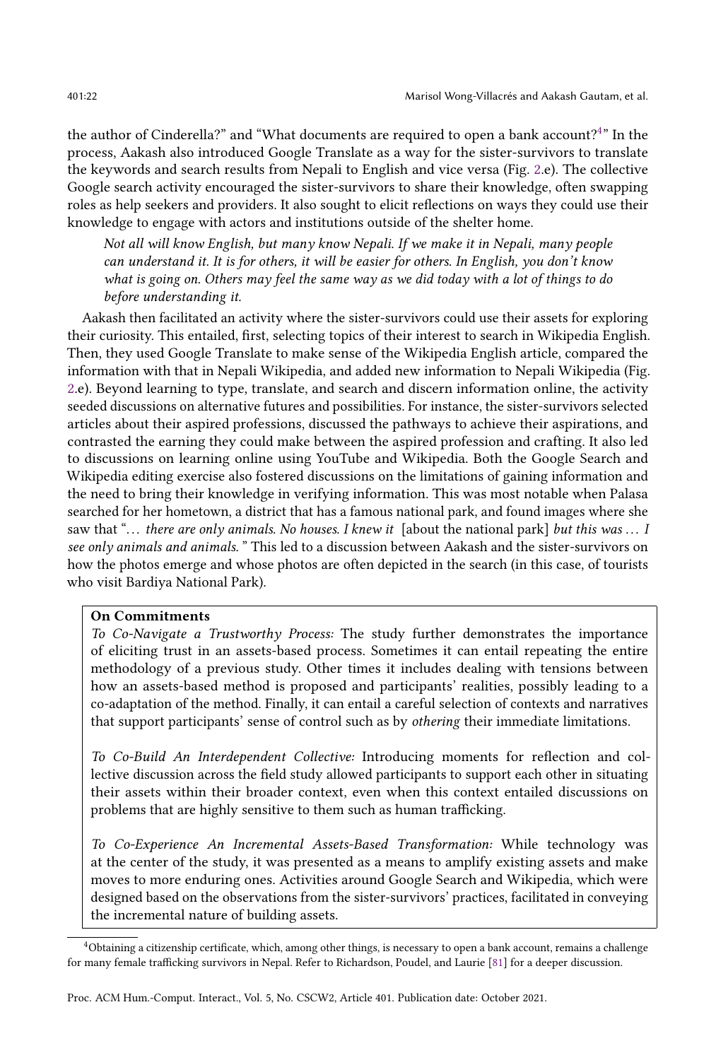the author of Cinderella?" and "What documents are required to open a bank account?[4]" In the process, Aakash also introduced Google Translate as a way for the sister-survivors to translate the keywords and search results from Nepali to English and vice versa (Fig. 2.e). The collective Google search activity encouraged the sister-survivors to share their knowledge, often swapping roles as help seekers and providers. It also sought to elicit reflections on ways they could use their knowledge to engage with actors and institutions outside of the shelter home.

> *Not all will know English, but many know Nepali. If we make it in Nepali, many people can understand it. It is for others, it will be easier for others. In English, you don't know what is going on. Others may feel the same way as we did today with a lot of things to do before understanding it.*

Aakash then facilitated an activity where the sister-survivors could use their assets for exploring their curiosity. This entailed, first, selecting topics of their interest to search in Wikipedia English. Then, they used Google Translate to make sense of the Wikipedia English article, compared the information with that in Nepali Wikipedia, and added new information to Nepali Wikipedia (Fig. 2.e). Beyond learning to type, translate, and search and discern information online, the activity seeded discussions on alternative futures and possibilities. For instance, the sister-survivors selected articles about their aspired professions, discussed the pathways to achieve their aspirations, and contrasted the earning they could make between the aspired profession and crafting. It also led to discussions on learning online using YouTube and Wikipedia. Both the Google Search and Wikipedia editing exercise also fostered discussions on the limitations of gaining information and the need to bring their knowledge in verifying information. This was most notable when Palasa searched for her hometown, a district that has a famous national park, and found images where she saw that "*... there are only animals. No houses. I knew it* [about the national park] *but this was ... I see only animals and animals.*" This led to a discussion between Aakash and the sister-survivors on how the photos emerge and whose photos are often depicted in the search (in this case, of tourists who visit Bardiya National Park).

**On Commitments**

*To Co-Navigate a Trustworthy Process:* The study further demonstrates the importance of eliciting trust in an assets-based process. Sometimes it can entail repeating the entire methodology of a previous study. Other times it includes dealing with tensions between how an assets-based method is proposed and participants' realities, possibly leading to a co-adaptation of the method. Finally, it can entail a careful selection of contexts and narratives that support participants' sense of control such as by *othering* their immediate limitations.

*To Co-Build An Interdependent Collective:* Introducing moments for reflection and collective discussion across the field study allowed participants to support each other in situating their assets within their broader context, even when this context entailed discussions on problems that are highly sensitive to them such as human trafficking.

*To Co-Experience An Incremental Assets-Based Transformation:* While technology was at the center of the study, it was presented as a means to amplify existing assets and make moves to more enduring ones. Activities around Google Search and Wikipedia, which were designed based on the observations from the sister-survivors' practices, facilitated in conveying the incremental nature of building assets.

---

[4] Obtaining a citizenship certificate, which, among other things, is necessary to open a bank account, remains a challenge for many female trafficking survivors in Nepal. Refer to Richardson, Poudel, and Laurie [81] for a deeper discussion.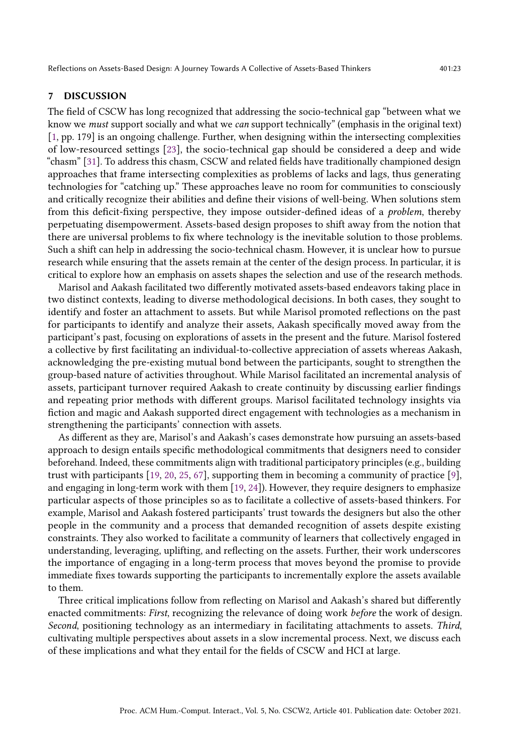## 7 DISCUSSION

The field of CSCW has long recognized that addressing the socio-technical gap "between what we know we *must* support socially and what we *can* support technically" (emphasis in the original text) [1, pp. 179] is an ongoing challenge. Further, when designing within the intersecting complexities of low-resourced settings [23], the socio-technical gap should be considered a deep and wide "chasm" [31]. To address this chasm, CSCW and related fields have traditionally championed design approaches that frame intersecting complexities as problems of lacks and lags, thus generating technologies for "catching up." These approaches leave no room for communities to consciously and critically recognize their abilities and define their visions of well-being. When solutions stem from this deficit-fixing perspective, they impose outsider-defined ideas of a *problem*, thereby perpetuating disempowerment. Assets-based design proposes to shift away from the notion that there are universal problems to fix where technology is the inevitable solution to those problems. Such a shift can help in addressing the socio-technical chasm. However, it is unclear how to pursue research while ensuring that the assets remain at the center of the design process. In particular, it is critical to explore how an emphasis on assets shapes the selection and use of the research methods.

Marisol and Aakash facilitated two differently motivated assets-based endeavors taking place in two distinct contexts, leading to diverse methodological decisions. In both cases, they sought to identify and foster an attachment to assets. But while Marisol promoted reflections on the past for participants to identify and analyze their assets, Aakash specifically moved away from the participant's past, focusing on explorations of assets in the present and the future. Marisol fostered a collective by first facilitating an individual-to-collective appreciation of assets whereas Aakash, acknowledging the pre-existing mutual bond between the participants, sought to strengthen the group-based nature of activities throughout. While Marisol facilitated an incremental analysis of assets, participant turnover required Aakash to create continuity by discussing earlier findings and repeating prior methods with different groups. Marisol facilitated technology insights via fiction and magic and Aakash supported direct engagement with technologies as a mechanism in strengthening the participants' connection with assets.

As different as they are, Marisol's and Aakash's cases demonstrate how pursuing an assets-based approach to design entails specific methodological commitments that designers need to consider beforehand. Indeed, these commitments align with traditional participatory principles (e.g., building trust with participants [19, 20, 25, 67], supporting them in becoming a community of practice [9], and engaging in long-term work with them [19, 24]). However, they require designers to emphasize particular aspects of those principles so as to facilitate a collective of assets-based thinkers. For example, Marisol and Aakash fostered participants' trust towards the designers but also the other people in the community and a process that demanded recognition of assets despite existing constraints. They also worked to facilitate a community of learners that collectively engaged in understanding, leveraging, uplifting, and reflecting on the assets. Further, their work underscores the importance of engaging in a long-term process that moves beyond the promise to provide immediate fixes towards supporting the participants to incrementally explore the assets available to them.

Three critical implications follow from reflecting on Marisol and Aakash's shared but differently enacted commitments: *First*, recognizing the relevance of doing work *before* the work of design. *Second*, positioning technology as an intermediary in facilitating attachments to assets. *Third*, cultivating multiple perspectives about assets in a slow incremental process. Next, we discuss each of these implications and what they entail for the fields of CSCW and HCI at large.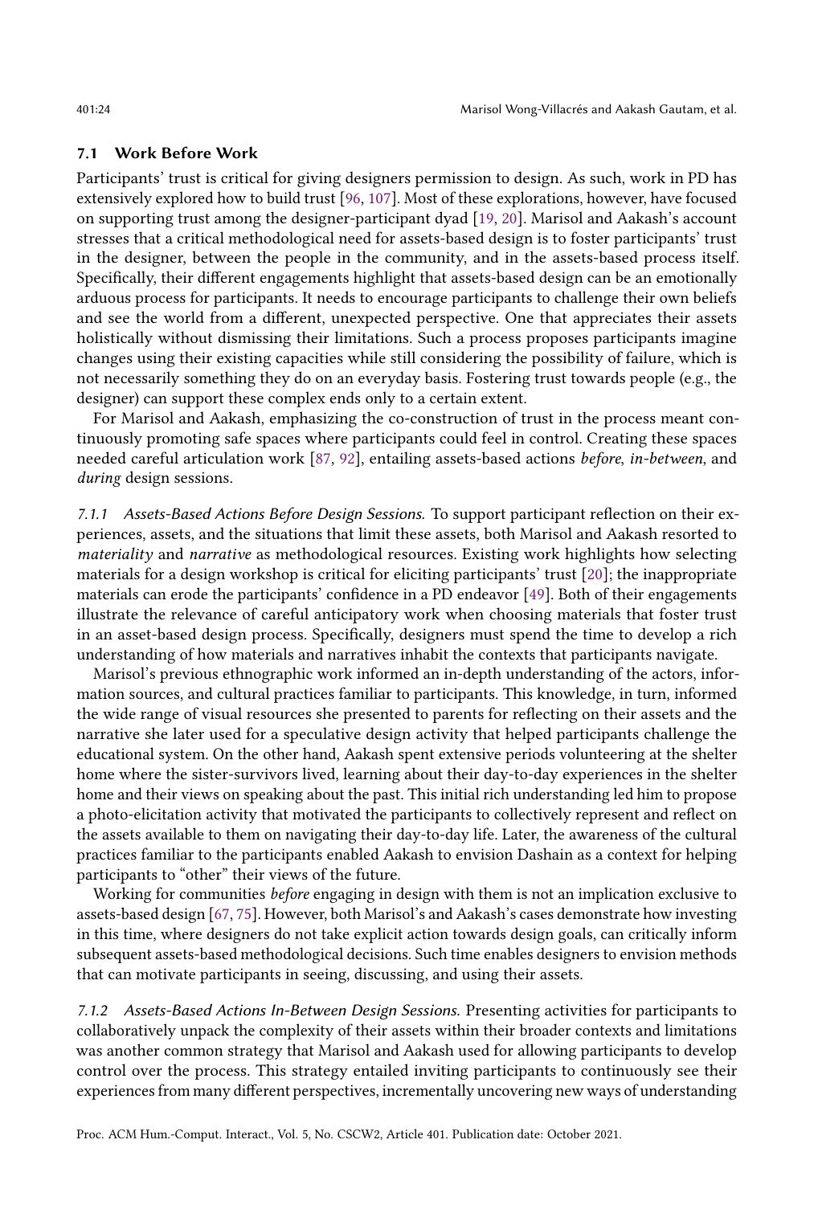### 7.1 Work Before Work

Participants' trust is critical for giving designers permission to design. As such, work in PD has extensively explored how to build trust [96, 107]. Most of these explorations, however, have focused on supporting trust among the designer-participant dyad [19, 20]. Marisol and Aakash's account stresses that a critical methodological need for assets-based design is to foster participants' trust in the designer, between the people in the community, and in the assets-based process itself. Specifically, their different engagements highlight that assets-based design can be an emotionally arduous process for participants. It needs to encourage participants to challenge their own beliefs and see the world from a different, unexpected perspective. One that appreciates their assets holistically without dismissing their limitations. Such a process proposes participants imagine changes using their existing capacities while still considering the possibility of failure, which is not necessarily something they do on an everyday basis. Fostering trust towards people (e.g., the designer) can support these complex ends only to a certain extent.

For Marisol and Aakash, emphasizing the co-construction of trust in the process meant continuously promoting safe spaces where participants could feel in control. Creating these spaces needed careful articulation work [87, 92], entailing assets-based actions *before*, *in-between*, and *during* design sessions.

*7.1.1 Assets-Based Actions Before Design Sessions.* To support participant reflection on their experiences, assets, and the situations that limit these assets, both Marisol and Aakash resorted to *materiality* and *narrative* as methodological resources. Existing work highlights how selecting materials for a design workshop is critical for eliciting participants' trust [20]; the inappropriate materials can erode the participants' confidence in a PD endeavor [49]. Both of their engagements illustrate the relevance of careful anticipatory work when choosing materials that foster trust in an asset-based design process. Specifically, designers must spend the time to develop a rich understanding of how materials and narratives inhabit the contexts that participants navigate.

Marisol's previous ethnographic work informed an in-depth understanding of the actors, information sources, and cultural practices familiar to participants. This knowledge, in turn, informed the wide range of visual resources she presented to parents for reflecting on their assets and the narrative she later used for a speculative design activity that helped participants challenge the educational system. On the other hand, Aakash spent extensive periods volunteering at the shelter home where the sister-survivors lived, learning about their day-to-day experiences in the shelter home and their views on speaking about the past. This initial rich understanding led him to propose a photo-elicitation activity that motivated the participants to collectively represent and reflect on the assets available to them on navigating their day-to-day life. Later, the awareness of the cultural practices familiar to the participants enabled Aakash to envision Dashain as a context for helping participants to "other" their views of the future.

Working for communities *before* engaging in design with them is not an implication exclusive to assets-based design [67, 75]. However, both Marisol's and Aakash's cases demonstrate how investing in this time, where designers do not take explicit action towards design goals, can critically inform subsequent assets-based methodological decisions. Such time enables designers to envision methods that can motivate participants in seeing, discussing, and using their assets.

*7.1.2 Assets-Based Actions In-Between Design Sessions.* Presenting activities for participants to collaboratively unpack the complexity of their assets within their broader contexts and limitations was another common strategy that Marisol and Aakash used for allowing participants to develop control over the process. This strategy entailed inviting participants to continuously see their experiences from many different perspectives, incrementally uncovering new ways of understanding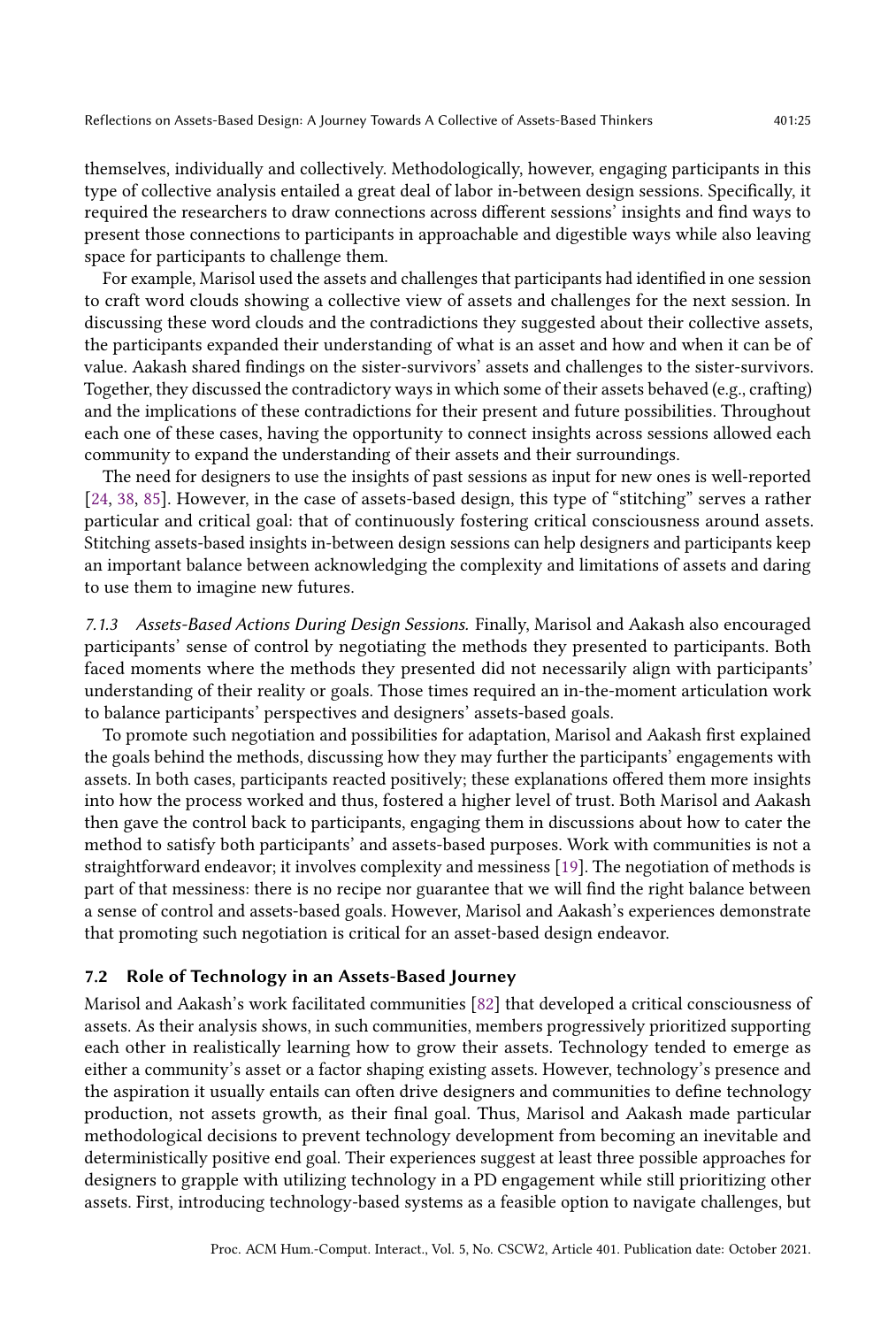themselves, individually and collectively. Methodologically, however, engaging participants in this type of collective analysis entailed a great deal of labor in-between design sessions. Specifically, it required the researchers to draw connections across different sessions' insights and find ways to present those connections to participants in approachable and digestible ways while also leaving space for participants to challenge them.

For example, Marisol used the assets and challenges that participants had identified in one session to craft word clouds showing a collective view of assets and challenges for the next session. In discussing these word clouds and the contradictions they suggested about their collective assets, the participants expanded their understanding of what is an asset and how and when it can be of value. Aakash shared findings on the sister-survivors' assets and challenges to the sister-survivors. Together, they discussed the contradictory ways in which some of their assets behaved (e.g., crafting) and the implications of these contradictions for their present and future possibilities. Throughout each one of these cases, having the opportunity to connect insights across sessions allowed each community to expand the understanding of their assets and their surroundings.

The need for designers to use the insights of past sessions as input for new ones is well-reported [24, 38, 85]. However, in the case of assets-based design, this type of "stitching" serves a rather particular and critical goal: that of continuously fostering critical consciousness around assets. Stitching assets-based insights in-between design sessions can help designers and participants keep an important balance between acknowledging the complexity and limitations of assets and daring to use them to imagine new futures.

*7.1.3 Assets-Based Actions During Design Sessions.* Finally, Marisol and Aakash also encouraged participants' sense of control by negotiating the methods they presented to participants. Both faced moments where the methods they presented did not necessarily align with participants' understanding of their reality or goals. Those times required an in-the-moment articulation work to balance participants' perspectives and designers' assets-based goals.

To promote such negotiation and possibilities for adaptation, Marisol and Aakash first explained the goals behind the methods, discussing how they may further the participants' engagements with assets. In both cases, participants reacted positively; these explanations offered them more insights into how the process worked and thus, fostered a higher level of trust. Both Marisol and Aakash then gave the control back to participants, engaging them in discussions about how to cater the method to satisfy both participants' and assets-based purposes. Work with communities is not a straightforward endeavor; it involves complexity and messiness [19]. The negotiation of methods is part of that messiness: there is no recipe nor guarantee that we will find the right balance between a sense of control and assets-based goals. However, Marisol and Aakash's experiences demonstrate that promoting such negotiation is critical for an asset-based design endeavor.

### 7.2 Role of Technology in an Assets-Based Journey

Marisol and Aakash's work facilitated communities [82] that developed a critical consciousness of assets. As their analysis shows, in such communities, members progressively prioritized supporting each other in realistically learning how to grow their assets. Technology tended to emerge as either a community's asset or a factor shaping existing assets. However, technology's presence and the aspiration it usually entails can often drive designers and communities to define technology production, not assets growth, as their final goal. Thus, Marisol and Aakash made particular methodological decisions to prevent technology development from becoming an inevitable and deterministically positive end goal. Their experiences suggest at least three possible approaches for designers to grapple with utilizing technology in a PD engagement while still prioritizing other assets. First, introducing technology-based systems as a feasible option to navigate challenges, but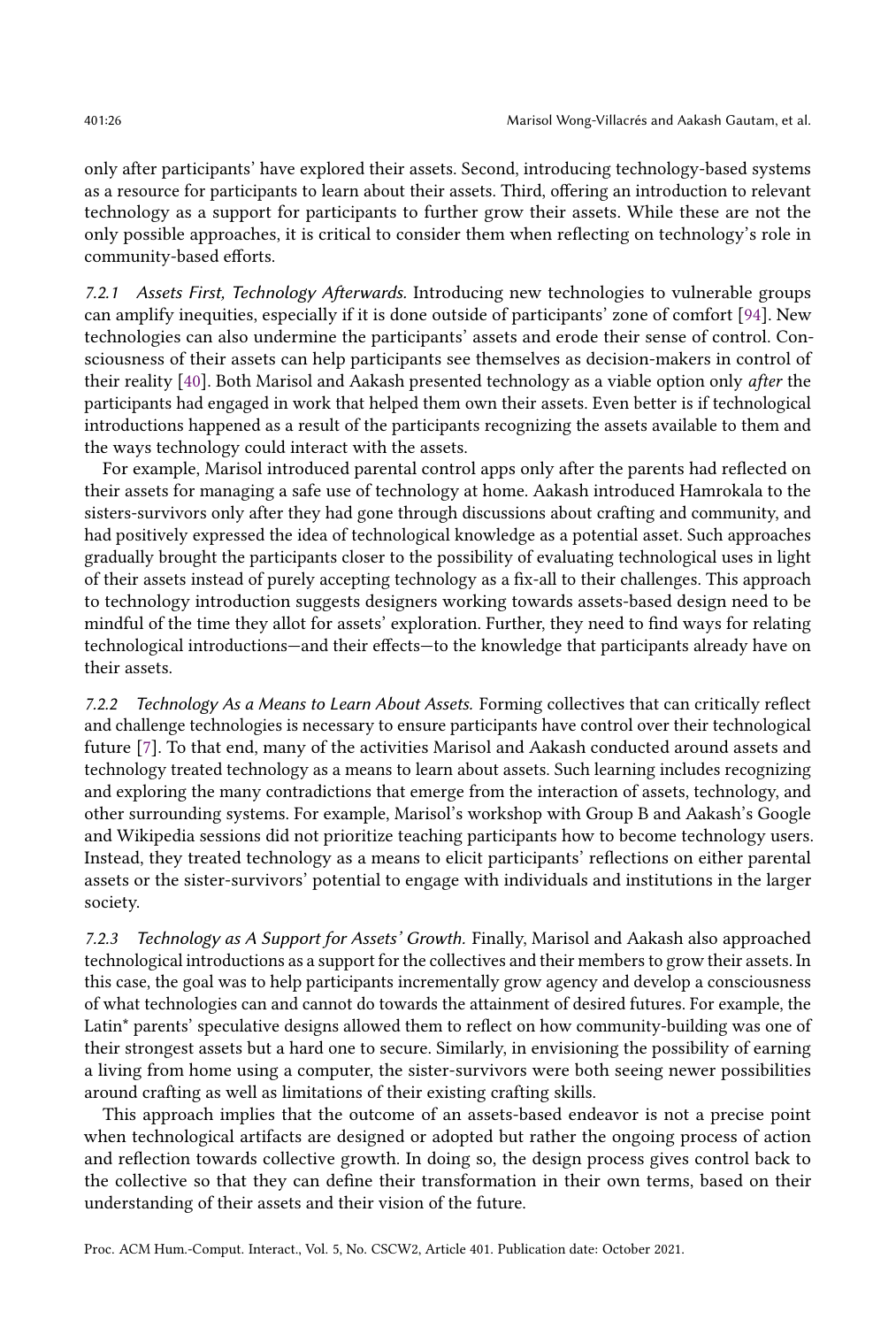only after participants' have explored their assets. Second, introducing technology-based systems as a resource for participants to learn about their assets. Third, offering an introduction to relevant technology as a support for participants to further grow their assets. While these are not the only possible approaches, it is critical to consider them when reflecting on technology's role in community-based efforts.

#### 7.2.1 Assets First, Technology Afterwards.

Introducing new technologies to vulnerable groups can amplify inequities, especially if it is done outside of participants' zone of comfort [94]. New technologies can also undermine the participants' assets and erode their sense of control. Consciousness of their assets can help participants see themselves as decision-makers in control of their reality [40]. Both Marisol and Aakash presented technology as a viable option only *after* the participants had engaged in work that helped them own their assets. Even better is if technological introductions happened as a result of the participants recognizing the assets available to them and the ways technology could interact with the assets.

For example, Marisol introduced parental control apps only after the parents had reflected on their assets for managing a safe use of technology at home. Aakash introduced Hamrokala to the sisters-survivors only after they had gone through discussions about crafting and community, and had positively expressed the idea of technological knowledge as a potential asset. Such approaches gradually brought the participants closer to the possibility of evaluating technological uses in light of their assets instead of purely accepting technology as a fix-all to their challenges. This approach to technology introduction suggests designers working towards assets-based design need to be mindful of the time they allot for assets' exploration. Further, they need to find ways for relating technological introductions—and their effects—to the knowledge that participants already have on their assets.

#### 7.2.2 Technology As a Means to Learn About Assets.

Forming collectives that can critically reflect and challenge technologies is necessary to ensure participants have control over their technological future [7]. To that end, many of the activities Marisol and Aakash conducted around assets and technology treated technology as a means to learn about assets. Such learning includes recognizing and exploring the many contradictions that emerge from the interaction of assets, technology, and other surrounding systems. For example, Marisol's workshop with Group B and Aakash's Google and Wikipedia sessions did not prioritize teaching participants how to become technology users. Instead, they treated technology as a means to elicit participants' reflections on either parental assets or the sister-survivors' potential to engage with individuals and institutions in the larger society.

#### 7.2.3 Technology as A Support for Assets' Growth.

Finally, Marisol and Aakash also approached technological introductions as a support for the collectives and their members to grow their assets. In this case, the goal was to help participants incrementally grow agency and develop a consciousness of what technologies can and cannot do towards the attainment of desired futures. For example, the Latin* parents' speculative designs allowed them to reflect on how community-building was one of their strongest assets but a hard one to secure. Similarly, in envisioning the possibility of earning a living from home using a computer, the sister-survivors were both seeing newer possibilities around crafting as well as limitations of their existing crafting skills.

This approach implies that the outcome of an assets-based endeavor is not a precise point when technological artifacts are designed or adopted but rather the ongoing process of action and reflection towards collective growth. In doing so, the design process gives control back to the collective so that they can define their transformation in their own terms, based on their understanding of their assets and their vision of the future.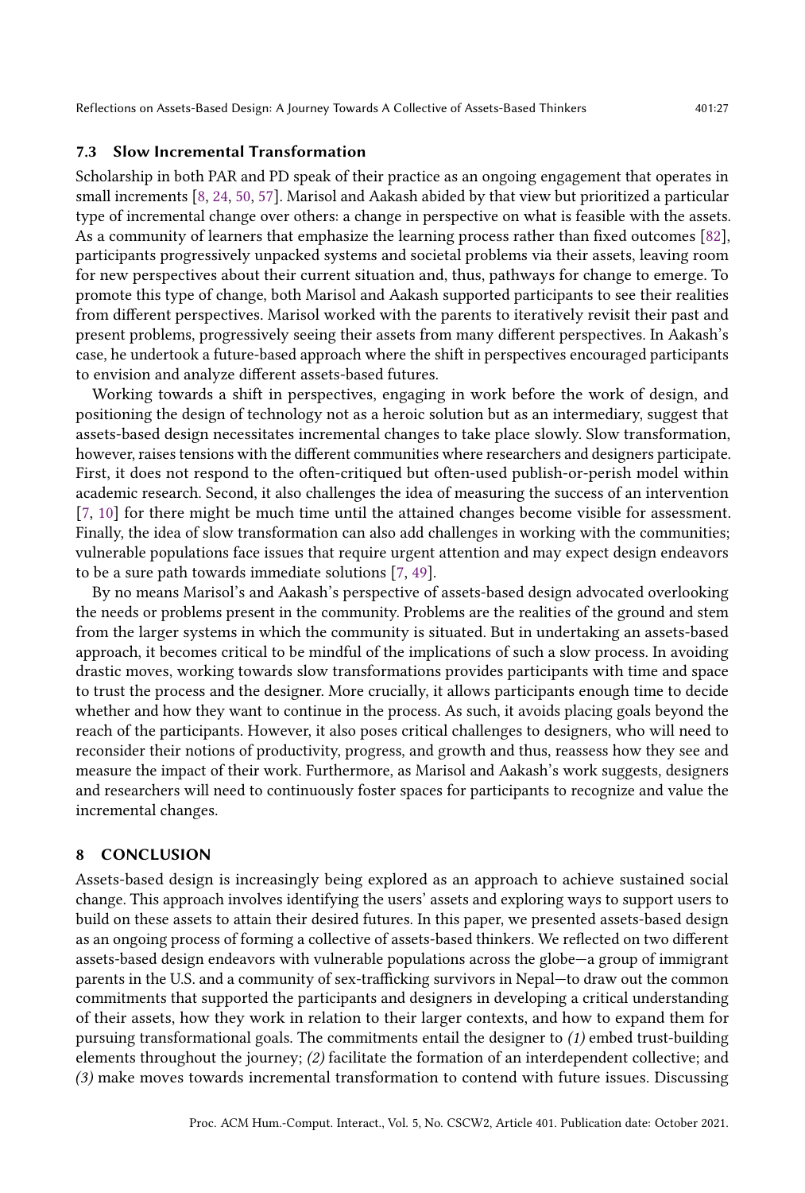### 7.3 Slow Incremental Transformation

Scholarship in both PAR and PD speak of their practice as an ongoing engagement that operates in small increments [8, 24, 50, 57]. Marisol and Aakash abided by that view but prioritized a particular type of incremental change over others: a change in perspective on what is feasible with the assets. As a community of learners that emphasize the learning process rather than fixed outcomes [82], participants progressively unpacked systems and societal problems via their assets, leaving room for new perspectives about their current situation and, thus, pathways for change to emerge. To promote this type of change, both Marisol and Aakash supported participants to see their realities from different perspectives. Marisol worked with the parents to iteratively revisit their past and present problems, progressively seeing their assets from many different perspectives. In Aakash's case, he undertook a future-based approach where the shift in perspectives encouraged participants to envision and analyze different assets-based futures.

Working towards a shift in perspectives, engaging in work before the work of design, and positioning the design of technology not as a heroic solution but as an intermediary, suggest that assets-based design necessitates incremental changes to take place slowly. Slow transformation, however, raises tensions with the different communities where researchers and designers participate. First, it does not respond to the often-critiqued but often-used publish-or-perish model within academic research. Second, it also challenges the idea of measuring the success of an intervention [7, 10] for there might be much time until the attained changes become visible for assessment. Finally, the idea of slow transformation can also add challenges in working with the communities; vulnerable populations face issues that require urgent attention and may expect design endeavors to be a sure path towards immediate solutions [7, 49].

By no means Marisol's and Aakash's perspective of assets-based design advocated overlooking the needs or problems present in the community. Problems are the realities of the ground and stem from the larger systems in which the community is situated. But in undertaking an assets-based approach, it becomes critical to be mindful of the implications of such a slow process. In avoiding drastic moves, working towards slow transformations provides participants with time and space to trust the process and the designer. More crucially, it allows participants enough time to decide whether and how they want to continue in the process. As such, it avoids placing goals beyond the reach of the participants. However, it also poses critical challenges to designers, who will need to reconsider their notions of productivity, progress, and growth and thus, reassess how they see and measure the impact of their work. Furthermore, as Marisol and Aakash's work suggests, designers and researchers will need to continuously foster spaces for participants to recognize and value the incremental changes.

## 8 CONCLUSION

Assets-based design is increasingly being explored as an approach to achieve sustained social change. This approach involves identifying the users' assets and exploring ways to support users to build on these assets to attain their desired futures. In this paper, we presented assets-based design as an ongoing process of forming a collective of assets-based thinkers. We reflected on two different assets-based design endeavors with vulnerable populations across the globe—a group of immigrant parents in the U.S. and a community of sex-trafficking survivors in Nepal—to draw out the common commitments that supported the participants and designers in developing a critical understanding of their assets, how they work in relation to their larger contexts, and how to expand them for pursuing transformational goals. The commitments entail the designer to *(1)* embed trust-building elements throughout the journey; *(2)* facilitate the formation of an interdependent collective; and *(3)* make moves towards incremental transformation to contend with future issues. Discussing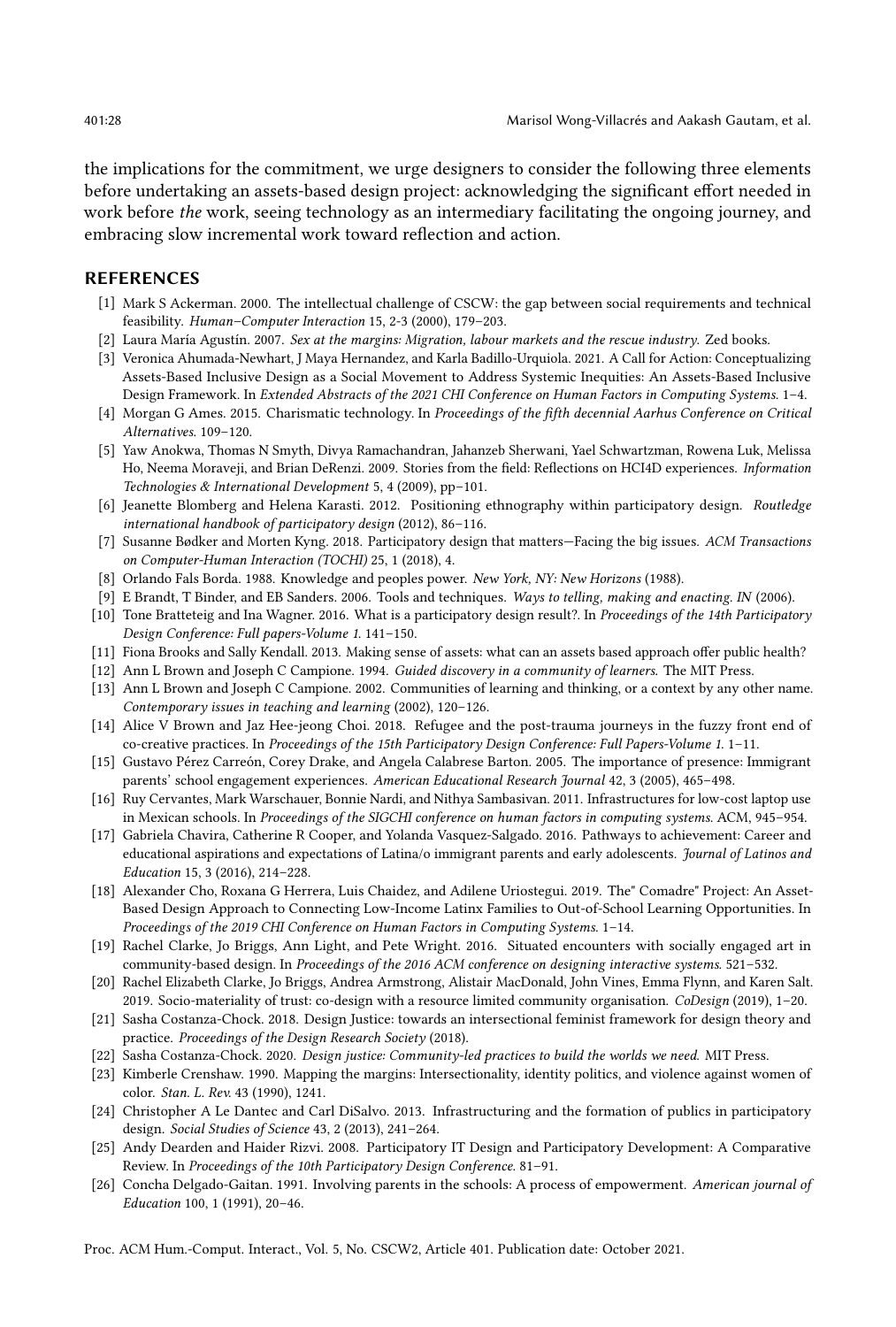the implications for the commitment, we urge designers to consider the following three elements before undertaking an assets-based design project: acknowledging the significant effort needed in work before *the* work, seeing technology as an intermediary facilitating the ongoing journey, and embracing slow incremental work toward reflection and action.

## REFERENCES

- [1] Mark S Ackerman. 2000. The intellectual challenge of CSCW: the gap between social requirements and technical feasibility. *Human–Computer Interaction* 15, 2-3 (2000), 179–203.
- [2] Laura María Agustín. 2007. *Sex at the margins: Migration, labour markets and the rescue industry.* Zed books.
- [3] Veronica Ahumada-Newhart, J Maya Hernandez, and Karla Badillo-Urquiola. 2021. A Call for Action: Conceptualizing Assets-Based Inclusive Design as a Social Movement to Address Systemic Inequities: An Assets-Based Inclusive Design Framework. In *Extended Abstracts of the 2021 CHI Conference on Human Factors in Computing Systems.* 1–4.
- [4] Morgan G Ames. 2015. Charismatic technology. In *Proceedings of the fifth decennial Aarhus Conference on Critical Alternatives.* 109–120.
- [5] Yaw Anokwa, Thomas N Smyth, Divya Ramachandran, Jahanzeb Sherwani, Yael Schwartzman, Rowena Luk, Melissa Ho, Neema Moraveji, and Brian DeRenzi. 2009. Stories from the field: Reflections on HCI4D experiences. *Information Technologies & International Development* 5, 4 (2009), pp–101.
- [6] Jeanette Blomberg and Helena Karasti. 2012. Positioning ethnography within participatory design. *Routledge international handbook of participatory design* (2012), 86–116.
- [7] Susanne Bødker and Morten Kyng. 2018. Participatory design that matters—Facing the big issues. *ACM Transactions on Computer-Human Interaction (TOCHI)* 25, 1 (2018), 4.
- [8] Orlando Fals Borda. 1988. Knowledge and peoples power. *New York, NY: New Horizons* (1988).
- [9] E Brandt, T Binder, and EB Sanders. 2006. Tools and techniques. *Ways to telling, making and enacting. IN* (2006).
- [10] Tone Bratteteig and Ina Wagner. 2016. What is a participatory design result?. In *Proceedings of the 14th Participatory Design Conference: Full papers-Volume 1.* 141–150.
- [11] Fiona Brooks and Sally Kendall. 2013. Making sense of assets: what can an assets based approach offer public health?
- [12] Ann L Brown and Joseph C Campione. 1994. *Guided discovery in a community of learners.* The MIT Press.
- [13] Ann L Brown and Joseph C Campione. 2002. Communities of learning and thinking, or a context by any other name. *Contemporary issues in teaching and learning* (2002), 120–126.
- [14] Alice V Brown and Jaz Hee-jeong Choi. 2018. Refugee and the post-trauma journeys in the fuzzy front end of co-creative practices. In *Proceedings of the 15th Participatory Design Conference: Full Papers-Volume 1.* 1–11.
- [15] Gustavo Pérez Carreón, Corey Drake, and Angela Calabrese Barton. 2005. The importance of presence: Immigrant parents' school engagement experiences. *American Educational Research Journal* 42, 3 (2005), 465–498.
- [16] Ruy Cervantes, Mark Warschauer, Bonnie Nardi, and Nithya Sambasivan. 2011. Infrastructures for low-cost laptop use in Mexican schools. In *Proceedings of the SIGCHI conference on human factors in computing systems.* ACM, 945–954.
- [17] Gabriela Chavira, Catherine R Cooper, and Yolanda Vasquez-Salgado. 2016. Pathways to achievement: Career and educational aspirations and expectations of Latina/o immigrant parents and early adolescents. *Journal of Latinos and Education* 15, 3 (2016), 214–228.
- [18] Alexander Cho, Roxana G Herrera, Luis Chaidez, and Adilene Uriostegui. 2019. The" Comadre" Project: An Asset-Based Design Approach to Connecting Low-Income Latinx Families to Out-of-School Learning Opportunities. In *Proceedings of the 2019 CHI Conference on Human Factors in Computing Systems.* 1–14.
- [19] Rachel Clarke, Jo Briggs, Ann Light, and Pete Wright. 2016. Situated encounters with socially engaged art in community-based design. In *Proceedings of the 2016 ACM conference on designing interactive systems.* 521–532.
- [20] Rachel Elizabeth Clarke, Jo Briggs, Andrea Armstrong, Alistair MacDonald, John Vines, Emma Flynn, and Karen Salt. 2019. Socio-materiality of trust: co-design with a resource limited community organisation. *CoDesign* (2019), 1–20.
- [21] Sasha Costanza-Chock. 2018. Design Justice: towards an intersectional feminist framework for design theory and practice. *Proceedings of the Design Research Society* (2018).
- [22] Sasha Costanza-Chock. 2020. *Design justice: Community-led practices to build the worlds we need.* MIT Press.
- [23] Kimberle Crenshaw. 1990. Mapping the margins: Intersectionality, identity politics, and violence against women of color. *Stan. L. Rev.* 43 (1990), 1241.
- [24] Christopher A Le Dantec and Carl DiSalvo. 2013. Infrastructuring and the formation of publics in participatory design. *Social Studies of Science* 43, 2 (2013), 241–264.
- [25] Andy Dearden and Haider Rizvi. 2008. Participatory IT Design and Participatory Development: A Comparative Review. In *Proceedings of the 10th Participatory Design Conference.* 81–91.
- [26] Concha Delgado-Gaitan. 1991. Involving parents in the schools: A process of empowerment. *American journal of Education* 100, 1 (1991), 20–46.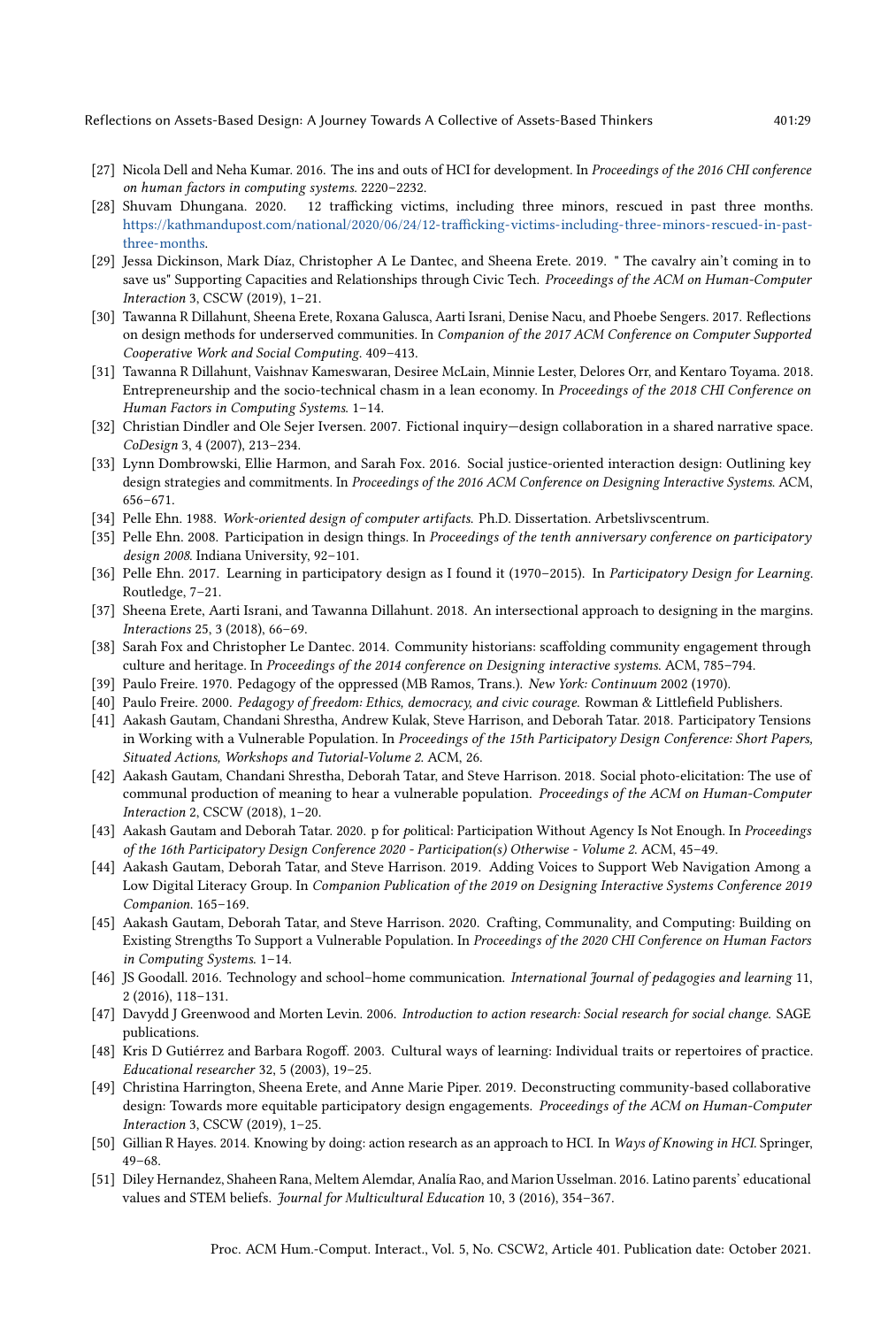[27] Nicola Dell and Neha Kumar. 2016. The ins and outs of HCI for development. In *Proceedings of the 2016 CHI conference on human factors in computing systems*. 2220–2232.

[28] Shuvam Dhungana. 2020. 12 trafficking victims, including three minors, rescued in past three months. https://kathmandupost.com/national/2020/06/24/12-trafficking-victims-including-three-minors-rescued-in-past-three-months.

[29] Jessa Dickinson, Mark Díaz, Christopher A Le Dantec, and Sheena Erete. 2019. " The cavalry ain't coming in to save us" Supporting Capacities and Relationships through Civic Tech. *Proceedings of the ACM on Human-Computer Interaction* 3, CSCW (2019), 1–21.

[30] Tawanna R Dillahunt, Sheena Erete, Roxana Galusca, Aarti Israni, Denise Nacu, and Phoebe Sengers. 2017. Reflections on design methods for underserved communities. In *Companion of the 2017 ACM Conference on Computer Supported Cooperative Work and Social Computing*. 409–413.

[31] Tawanna R Dillahunt, Vaishnav Kameswaran, Desiree McLain, Minnie Lester, Delores Orr, and Kentaro Toyama. 2018. Entrepreneurship and the socio-technical chasm in a lean economy. In *Proceedings of the 2018 CHI Conference on Human Factors in Computing Systems*. 1–14.

[32] Christian Dindler and Ole Sejer Iversen. 2007. Fictional inquiry—design collaboration in a shared narrative space. *CoDesign* 3, 4 (2007), 213–234.

[33] Lynn Dombrowski, Ellie Harmon, and Sarah Fox. 2016. Social justice-oriented interaction design: Outlining key design strategies and commitments. In *Proceedings of the 2016 ACM Conference on Designing Interactive Systems*. ACM, 656–671.

[34] Pelle Ehn. 1988. *Work-oriented design of computer artifacts*. Ph.D. Dissertation. Arbetslivscentrum.

[35] Pelle Ehn. 2008. Participation in design things. In *Proceedings of the tenth anniversary conference on participatory design 2008*. Indiana University, 92–101.

[36] Pelle Ehn. 2017. Learning in participatory design as I found it (1970–2015). In *Participatory Design for Learning*. Routledge, 7–21.

[37] Sheena Erete, Aarti Israni, and Tawanna Dillahunt. 2018. An intersectional approach to designing in the margins. *Interactions* 25, 3 (2018), 66–69.

[38] Sarah Fox and Christopher Le Dantec. 2014. Community historians: scaffolding community engagement through culture and heritage. In *Proceedings of the 2014 conference on Designing interactive systems*. ACM, 785–794.

[39] Paulo Freire. 1970. Pedagogy of the oppressed (MB Ramos, Trans.). *New York: Continuum* 2002 (1970).

[40] Paulo Freire. 2000. *Pedagogy of freedom: Ethics, democracy, and civic courage*. Rowman & Littlefield Publishers.

[41] Aakash Gautam, Chandani Shrestha, Andrew Kulak, Steve Harrison, and Deborah Tatar. 2018. Participatory Tensions in Working with a Vulnerable Population. In *Proceedings of the 15th Participatory Design Conference: Short Papers, Situated Actions, Workshops and Tutorial-Volume 2*. ACM, 26.

[42] Aakash Gautam, Chandani Shrestha, Deborah Tatar, and Steve Harrison. 2018. Social photo-elicitation: The use of communal production of meaning to hear a vulnerable population. *Proceedings of the ACM on Human-Computer Interaction* 2, CSCW (2018), 1–20.

[43] Aakash Gautam and Deborah Tatar. 2020. p for political: Participation Without Agency Is Not Enough. In *Proceedings of the 16th Participatory Design Conference 2020 - Participation(s) Otherwise - Volume 2*. ACM, 45–49.

[44] Aakash Gautam, Deborah Tatar, and Steve Harrison. 2019. Adding Voices to Support Web Navigation Among a Low Digital Literacy Group. In *Companion Publication of the 2019 on Designing Interactive Systems Conference 2019 Companion*. 165–169.

[45] Aakash Gautam, Deborah Tatar, and Steve Harrison. 2020. Crafting, Communality, and Computing: Building on Existing Strengths To Support a Vulnerable Population. In *Proceedings of the 2020 CHI Conference on Human Factors in Computing Systems*. 1–14.

[46] JS Goodall. 2016. Technology and school–home communication. *International Journal of pedagogies and learning* 11, 2 (2016), 118–131.

[47] Davydd J Greenwood and Morten Levin. 2006. *Introduction to action research: Social research for social change*. SAGE publications.

[48] Kris D Gutiérrez and Barbara Rogoff. 2003. Cultural ways of learning: Individual traits or repertoires of practice. *Educational researcher* 32, 5 (2003), 19–25.

[49] Christina Harrington, Sheena Erete, and Anne Marie Piper. 2019. Deconstructing community-based collaborative design: Towards more equitable participatory design engagements. *Proceedings of the ACM on Human-Computer Interaction* 3, CSCW (2019), 1–25.

[50] Gillian R Hayes. 2014. Knowing by doing: action research as an approach to HCI. In *Ways of Knowing in HCI*. Springer, 49–68.

[51] Diley Hernandez, Shaheen Rana, Meltem Alemdar, Analía Rao, and Marion Usselman. 2016. Latino parents' educational values and STEM beliefs. *Journal for Multicultural Education* 10, 3 (2016), 354–367.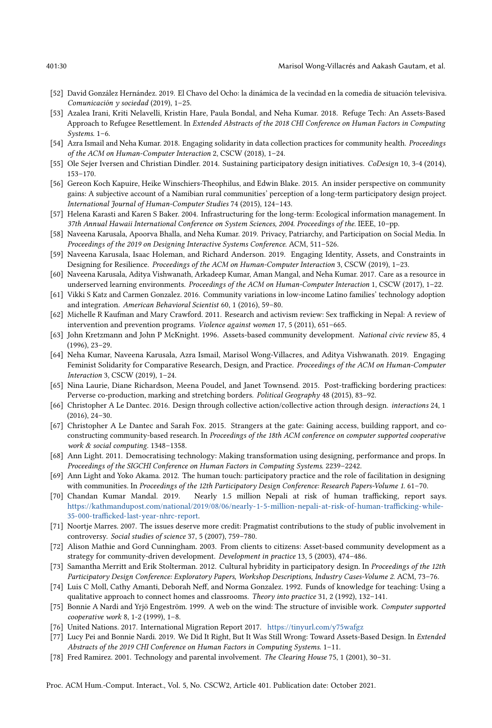- [52] David González Hernández. 2019. El Chavo del Ocho: la dinámica de la vecindad en la comedia de situación televisiva. *Comunicación y sociedad* (2019), 1–25.
- [53] Azalea Irani, Kriti Nelavelli, Kristin Hare, Paula Bondal, and Neha Kumar. 2018. Refuge Tech: An Assets-Based Approach to Refugee Resettlement. In *Extended Abstracts of the 2018 CHI Conference on Human Factors in Computing Systems*. 1–6.
- [54] Azra Ismail and Neha Kumar. 2018. Engaging solidarity in data collection practices for community health. *Proceedings of the ACM on Human-Computer Interaction* 2, CSCW (2018), 1–24.
- [55] Ole Sejer Iversen and Christian Dindler. 2014. Sustaining participatory design initiatives. *CoDesign* 10, 3-4 (2014), 153–170.
- [56] Gereon Koch Kapuire, Heike Winschiers-Theophilus, and Edwin Blake. 2015. An insider perspective on community gains: A subjective account of a Namibian rural communities' perception of a long-term participatory design project. *International Journal of Human-Computer Studies* 74 (2015), 124–143.
- [57] Helena Karasti and Karen S Baker. 2004. Infrastructuring for the long-term: Ecological information management. In *37th Annual Hawaii International Conference on System Sciences, 2004. Proceedings of the*. IEEE, 10–pp.
- [58] Naveena Karusala, Apoorva Bhalla, and Neha Kumar. 2019. Privacy, Patriarchy, and Participation on Social Media. In *Proceedings of the 2019 on Designing Interactive Systems Conference*. ACM, 511–526.
- [59] Naveena Karusala, Isaac Holeman, and Richard Anderson. 2019. Engaging Identity, Assets, and Constraints in Designing for Resilience. *Proceedings of the ACM on Human-Computer Interaction* 3, CSCW (2019), 1–23.
- [60] Naveena Karusala, Aditya Vishwanath, Arkadeep Kumar, Aman Mangal, and Neha Kumar. 2017. Care as a resource in underserved learning environments. *Proceedings of the ACM on Human-Computer Interaction* 1, CSCW (2017), 1–22.
- [61] Vikki S Katz and Carmen Gonzalez. 2016. Community variations in low-income Latino families' technology adoption and integration. *American Behavioral Scientist* 60, 1 (2016), 59–80.
- [62] Michelle R Kaufman and Mary Crawford. 2011. Research and activism review: Sex trafficking in Nepal: A review of intervention and prevention programs. *Violence against women* 17, 5 (2011), 651–665.
- [63] John Kretzmann and John P McKnight. 1996. Assets-based community development. *National civic review* 85, 4 (1996), 23–29.
- [64] Neha Kumar, Naveena Karusala, Azra Ismail, Marisol Wong-Villacres, and Aditya Vishwanath. 2019. Engaging Feminist Solidarity for Comparative Research, Design, and Practice. *Proceedings of the ACM on Human-Computer Interaction* 3, CSCW (2019), 1–24.
- [65] Nina Laurie, Diane Richardson, Meena Poudel, and Janet Townsend. 2015. Post-trafficking bordering practices: Perverse co-production, marking and stretching borders. *Political Geography* 48 (2015), 83–92.
- [66] Christopher A Le Dantec. 2016. Design through collective action/collective action through design. *interactions* 24, 1 (2016), 24–30.
- [67] Christopher A Le Dantec and Sarah Fox. 2015. Strangers at the gate: Gaining access, building rapport, and co-constructing community-based research. In *Proceedings of the 18th ACM conference on computer supported cooperative work & social computing*. 1348–1358.
- [68] Ann Light. 2011. Democratising technology: Making transformation using designing, performance and props. In *Proceedings of the SIGCHI Conference on Human Factors in Computing Systems*. 2239–2242.
- [69] Ann Light and Yoko Akama. 2012. The human touch: participatory practice and the role of facilitation in designing with communities. In *Proceedings of the 12th Participatory Design Conference: Research Papers-Volume 1*. 61–70.
- [70] Chandan Kumar Mandal. 2019. Nearly 1.5 million Nepali at risk of human trafficking, report says. https://kathmandupost.com/national/2019/08/06/nearly-1-5-million-nepali-at-risk-of-human-trafficking-while-35-000-trafficked-last-year-nhrc-report.
- [71] Noortje Marres. 2007. The issues deserve more credit: Pragmatist contributions to the study of public involvement in controversy. *Social studies of science* 37, 5 (2007), 759–780.
- [72] Alison Mathie and Gord Cunningham. 2003. From clients to citizens: Asset-based community development as a strategy for community-driven development. *Development in practice* 13, 5 (2003), 474–486.
- [73] Samantha Merritt and Erik Stolterman. 2012. Cultural hybridity in participatory design. In *Proceedings of the 12th Participatory Design Conference: Exploratory Papers, Workshop Descriptions, Industry Cases-Volume 2*. ACM, 73–76.
- [74] Luis C Moll, Cathy Amanti, Deborah Neff, and Norma Gonzalez. 1992. Funds of knowledge for teaching: Using a qualitative approach to connect homes and classrooms. *Theory into practice* 31, 2 (1992), 132–141.
- [75] Bonnie A Nardi and Yrjö Engeström. 1999. A web on the wind: The structure of invisible work. *Computer supported cooperative work* 8, 1-2 (1999), 1–8.
- [76] United Nations. 2017. International Migration Report 2017. https://tinyurl.com/y75wafgz
- [77] Lucy Pei and Bonnie Nardi. 2019. We Did It Right, But It Was Still Wrong: Toward Assets-Based Design. In *Extended Abstracts of the 2019 CHI Conference on Human Factors in Computing Systems*. 1–11.
- [78] Fred Ramirez. 2001. Technology and parental involvement. *The Clearing House* 75, 1 (2001), 30–31.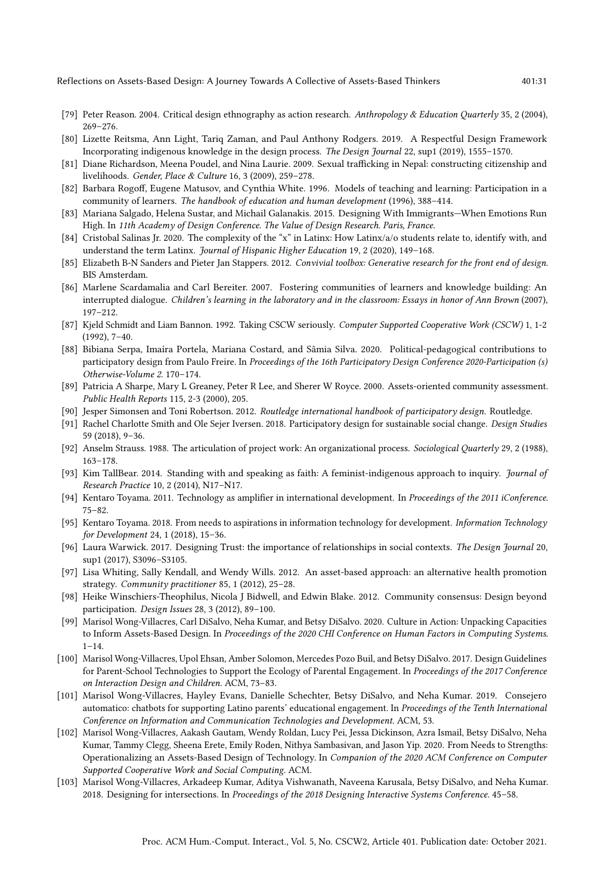[79] Peter Reason. 2004. Critical design ethnography as action research. *Anthropology & Education Quarterly* 35, 2 (2004), 269–276.

[80] Lizette Reitsma, Ann Light, Tariq Zaman, and Paul Anthony Rodgers. 2019. A Respectful Design Framework Incorporating indigenous knowledge in the design process. *The Design Journal* 22, sup1 (2019), 1555–1570.

[81] Diane Richardson, Meena Poudel, and Nina Laurie. 2009. Sexual trafficking in Nepal: constructing citizenship and livelihoods. *Gender, Place & Culture* 16, 3 (2009), 259–278.

[82] Barbara Rogoff, Eugene Matusov, and Cynthia White. 1996. Models of teaching and learning: Participation in a community of learners. *The handbook of education and human development* (1996), 388–414.

[83] Mariana Salgado, Helena Sustar, and Michail Galanakis. 2015. Designing With Immigrants—When Emotions Run High. In *11th Academy of Design Conference. The Value of Design Research. Paris, France.*

[84] Cristobal Salinas Jr. 2020. The complexity of the "x" in Latinx: How Latinx/a/o students relate to, identify with, and understand the term Latinx. *Journal of Hispanic Higher Education* 19, 2 (2020), 149–168.

[85] Elizabeth B-N Sanders and Pieter Jan Stappers. 2012. *Convivial toolbox: Generative research for the front end of design.* BIS Amsterdam.

[86] Marlene Scardamalia and Carl Bereiter. 2007. Fostering communities of learners and knowledge building: An interrupted dialogue. *Children's learning in the laboratory and in the classroom: Essays in honor of Ann Brown* (2007), 197–212.

[87] Kjeld Schmidt and Liam Bannon. 1992. Taking CSCW seriously. *Computer Supported Cooperative Work (CSCW)* 1, 1-2 (1992), 7–40.

[88] Bibiana Serpa, Imaíra Portela, Mariana Costard, and Sâmia Silva. 2020. Political-pedagogical contributions to participatory design from Paulo Freire. In *Proceedings of the 16th Participatory Design Conference 2020-Participation (s) Otherwise-Volume 2*. 170–174.

[89] Patricia A Sharpe, Mary L Greaney, Peter R Lee, and Sherer W Royce. 2000. Assets-oriented community assessment. *Public Health Reports* 115, 2-3 (2000), 205.

[90] Jesper Simonsen and Toni Robertson. 2012. *Routledge international handbook of participatory design.* Routledge.

[91] Rachel Charlotte Smith and Ole Sejer Iversen. 2018. Participatory design for sustainable social change. *Design Studies* 59 (2018), 9–36.

[92] Anselm Strauss. 1988. The articulation of project work: An organizational process. *Sociological Quarterly* 29, 2 (1988), 163–178.

[93] Kim TallBear. 2014. Standing with and speaking as faith: A feminist-indigenous approach to inquiry. *Journal of Research Practice* 10, 2 (2014), N17–N17.

[94] Kentaro Toyama. 2011. Technology as amplifier in international development. In *Proceedings of the 2011 iConference.* 75–82.

[95] Kentaro Toyama. 2018. From needs to aspirations in information technology for development. *Information Technology for Development* 24, 1 (2018), 15–36.

[96] Laura Warwick. 2017. Designing Trust: the importance of relationships in social contexts. *The Design Journal* 20, sup1 (2017), S3096–S3105.

[97] Lisa Whiting, Sally Kendall, and Wendy Wills. 2012. An asset-based approach: an alternative health promotion strategy. *Community practitioner* 85, 1 (2012), 25–28.

[98] Heike Winschiers-Theophilus, Nicola J Bidwell, and Edwin Blake. 2012. Community consensus: Design beyond participation. *Design Issues* 28, 3 (2012), 89–100.

[99] Marisol Wong-Villacres, Carl DiSalvo, Neha Kumar, and Betsy DiSalvo. 2020. Culture in Action: Unpacking Capacities to Inform Assets-Based Design. In *Proceedings of the 2020 CHI Conference on Human Factors in Computing Systems.* 1–14.

[100] Marisol Wong-Villacres, Upol Ehsan, Amber Solomon, Mercedes Pozo Buil, and Betsy DiSalvo. 2017. Design Guidelines for Parent-School Technologies to Support the Ecology of Parental Engagement. In *Proceedings of the 2017 Conference on Interaction Design and Children.* ACM, 73–83.

[101] Marisol Wong-Villacres, Hayley Evans, Danielle Schechter, Betsy DiSalvo, and Neha Kumar. 2019. Consejero automatico: chatbots for supporting Latino parents' educational engagement. In *Proceedings of the Tenth International Conference on Information and Communication Technologies and Development.* ACM, 53.

[102] Marisol Wong-Villacres, Aakash Gautam, Wendy Roldan, Lucy Pei, Jessa Dickinson, Azra Ismail, Betsy DiSalvo, Neha Kumar, Tammy Clegg, Sheena Erete, Emily Roden, Nithya Sambasivan, and Jason Yip. 2020. From Needs to Strengths: Operationalizing an Assets-Based Design of Technology. In *Companion of the 2020 ACM Conference on Computer Supported Cooperative Work and Social Computing.* ACM.

[103] Marisol Wong-Villacres, Arkadeep Kumar, Aditya Vishwanath, Naveena Karusala, Betsy DiSalvo, and Neha Kumar. 2018. Designing for intersections. In *Proceedings of the 2018 Designing Interactive Systems Conference.* 45–58.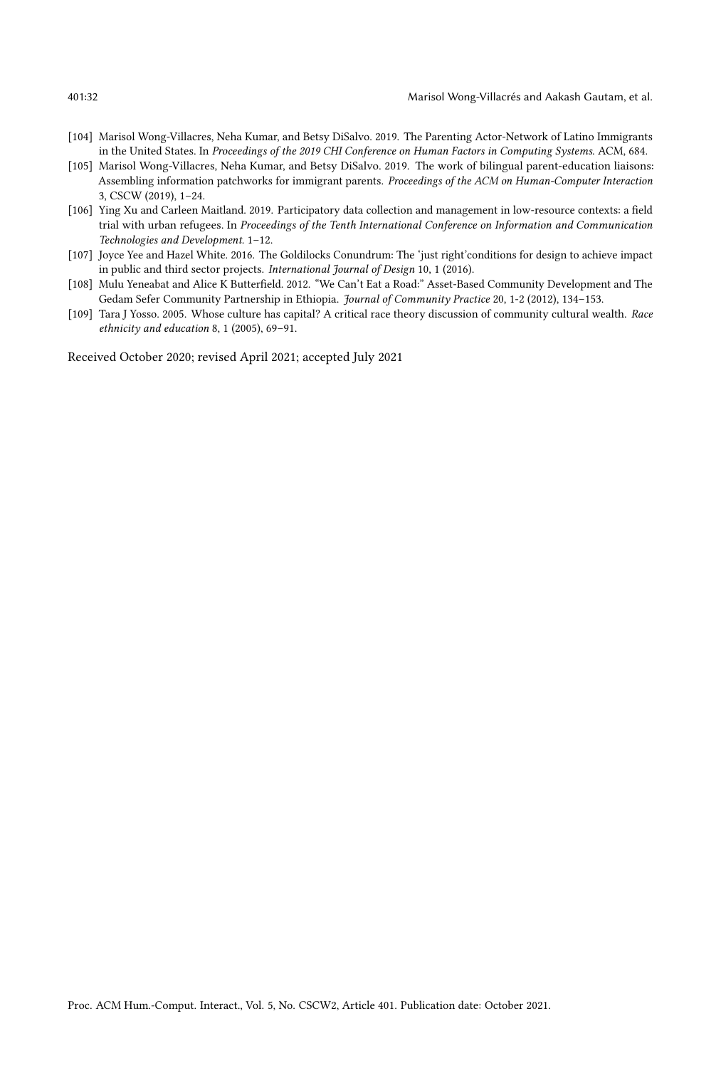[104] Marisol Wong-Villacres, Neha Kumar, and Betsy DiSalvo. 2019. The Parenting Actor-Network of Latino Immigrants in the United States. In *Proceedings of the 2019 CHI Conference on Human Factors in Computing Systems*. ACM, 684.

[105] Marisol Wong-Villacres, Neha Kumar, and Betsy DiSalvo. 2019. The work of bilingual parent-education liaisons: Assembling information patchworks for immigrant parents. *Proceedings of the ACM on Human-Computer Interaction* 3, CSCW (2019), 1–24.

[106] Ying Xu and Carleen Maitland. 2019. Participatory data collection and management in low-resource contexts: a field trial with urban refugees. In *Proceedings of the Tenth International Conference on Information and Communication Technologies and Development*. 1–12.

[107] Joyce Yee and Hazel White. 2016. The Goldilocks Conundrum: The 'just right'conditions for design to achieve impact in public and third sector projects. *International Journal of Design* 10, 1 (2016).

[108] Mulu Yeneabat and Alice K Butterfield. 2012. "We Can't Eat a Road:" Asset-Based Community Development and The Gedam Sefer Community Partnership in Ethiopia. *Journal of Community Practice* 20, 1-2 (2012), 134–153.

[109] Tara J Yosso. 2005. Whose culture has capital? A critical race theory discussion of community cultural wealth. *Race ethnicity and education* 8, 1 (2005), 69–91.

Received October 2020; revised April 2021; accepted July 2021